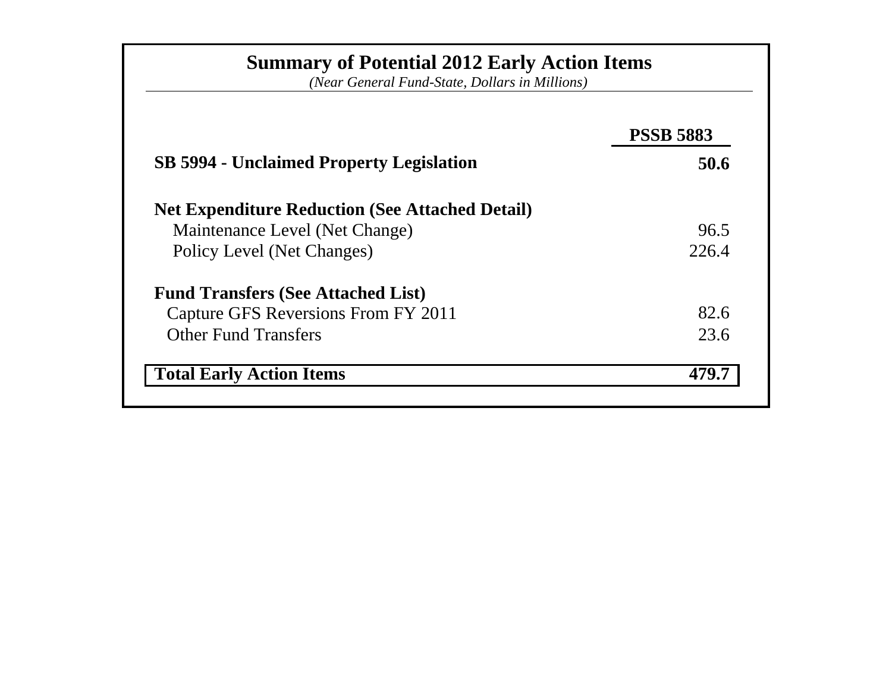# Summary of Potential 2012 Early Action Items

*(Near General Fund-State, Dollars in Millions)*

| | PSSB 5883 |
|---|---|
| **SB 5994 - Unclaimed Property Legislation** | **50.6** |
| **Net Expenditure Reduction (See Attached Detail)** | |
| Maintenance Level (Net Change) | 96.5 |
| Policy Level (Net Changes) | 226.4 |
| **Fund Transfers (See Attached List)** | |
| Capture GFS Reversions From FY 2011 | 82.6 |
| Other Fund Transfers | 23.6 |
| **Total Early Action Items** | **479.7** |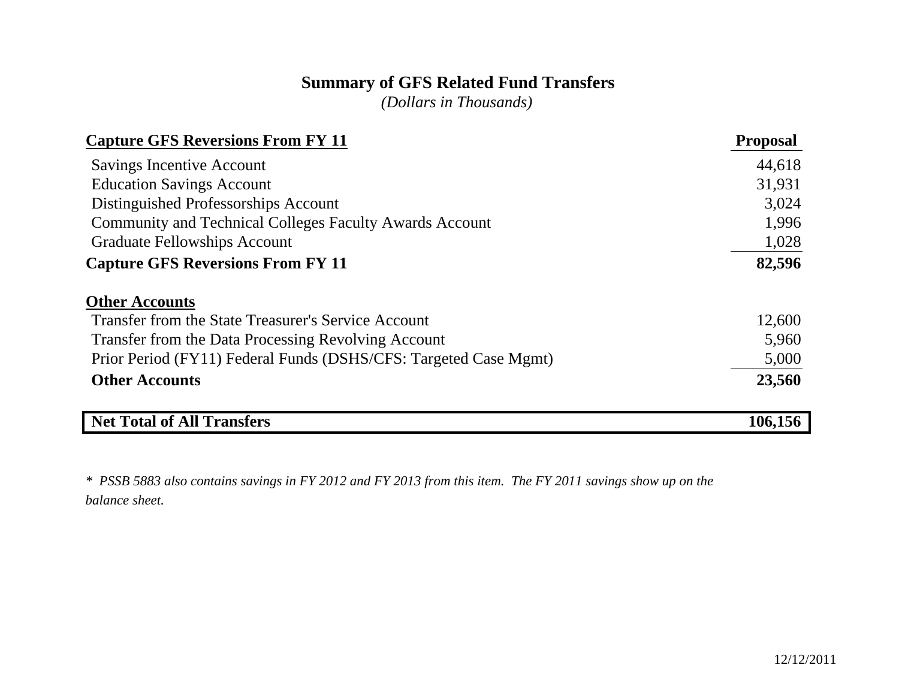## Summary of GFS Related Fund Transfers

*(Dollars in Thousands)*

| Capture GFS Reversions From FY 11 | Proposal |
|---|---|
| Savings Incentive Account | 44,618 |
| Education Savings Account | 31,931 |
| Distinguished Professorships Account | 3,024 |
| Community and Technical Colleges Faculty Awards Account | 1,996 |
| Graduate Fellowships Account | 1,028 |
| **Capture GFS Reversions From FY 11** | **82,596** |
| **Other Accounts** | |
| Transfer from the State Treasurer's Service Account | 12,600 |
| Transfer from the Data Processing Revolving Account | 5,960 |
| Prior Period (FY11) Federal Funds (DSHS/CFS: Targeted Case Mgmt) | 5,000 |
| **Other Accounts** | **23,560** |
| **Net Total of All Transfers** | **106,156** |

*\* PSSB 5883 also contains savings in FY 2012 and FY 2013 from this item. The FY 2011 savings show up on the balance sheet.*

12/12/2011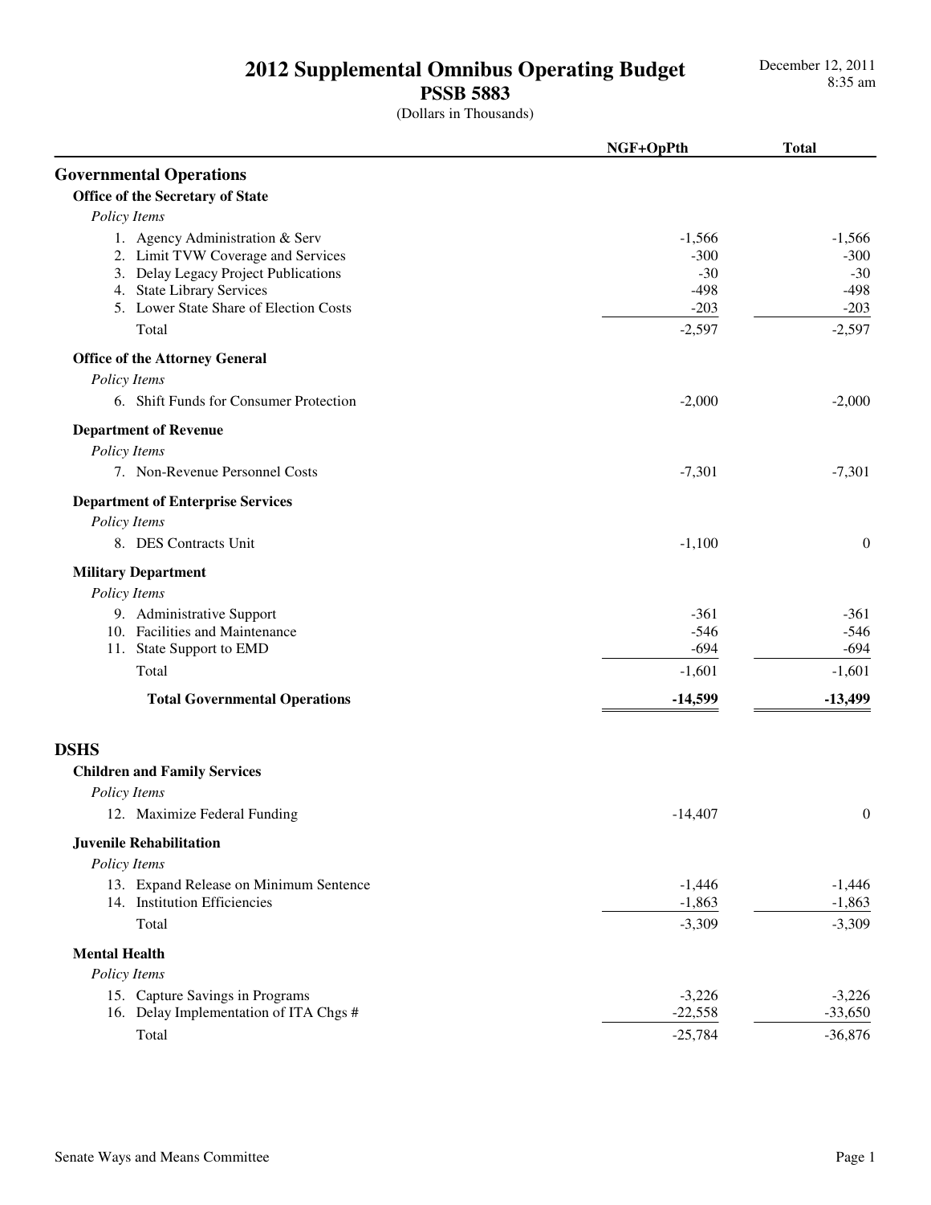# 2012 Supplemental Omnibus Operating Budget
## PSSB 5883
(Dollars in Thousands)

December 12, 2011
8:35 am

| | NGF+OpPth | Total |
|---|---|---|
| **Governmental Operations** | | |
| **Office of the Secretary of State** | | |
| *Policy Items* | | |
| 1. Agency Administration & Serv | -1,566 | -1,566 |
| 2. Limit TVW Coverage and Services | -300 | -300 |
| 3. Delay Legacy Project Publications | -30 | -30 |
| 4. State Library Services | -498 | -498 |
| 5. Lower State Share of Election Costs | -203 | -203 |
| Total | -2,597 | -2,597 |
| **Office of the Attorney General** | | |
| *Policy Items* | | |
| 6. Shift Funds for Consumer Protection | -2,000 | -2,000 |
| **Department of Revenue** | | |
| *Policy Items* | | |
| 7. Non-Revenue Personnel Costs | -7,301 | -7,301 |
| **Department of Enterprise Services** | | |
| *Policy Items* | | |
| 8. DES Contracts Unit | -1,100 | 0 |
| **Military Department** | | |
| *Policy Items* | | |
| 9. Administrative Support | -361 | -361 |
| 10. Facilities and Maintenance | -546 | -546 |
| 11. State Support to EMD | -694 | -694 |
| Total | -1,601 | -1,601 |
| **Total Governmental Operations** | **-14,599** | **-13,499** |
| **DSHS** | | |
| **Children and Family Services** | | |
| *Policy Items* | | |
| 12. Maximize Federal Funding | -14,407 | 0 |
| **Juvenile Rehabilitation** | | |
| *Policy Items* | | |
| 13. Expand Release on Minimum Sentence | -1,446 | -1,446 |
| 14. Institution Efficiencies | -1,863 | -1,863 |
| Total | -3,309 | -3,309 |
| **Mental Health** | | |
| *Policy Items* | | |
| 15. Capture Savings in Programs | -3,226 | -3,226 |
| 16. Delay Implementation of ITA Chgs # | -22,558 | -33,650 |
| Total | -25,784 | -36,876 |

Senate Ways and Means Committee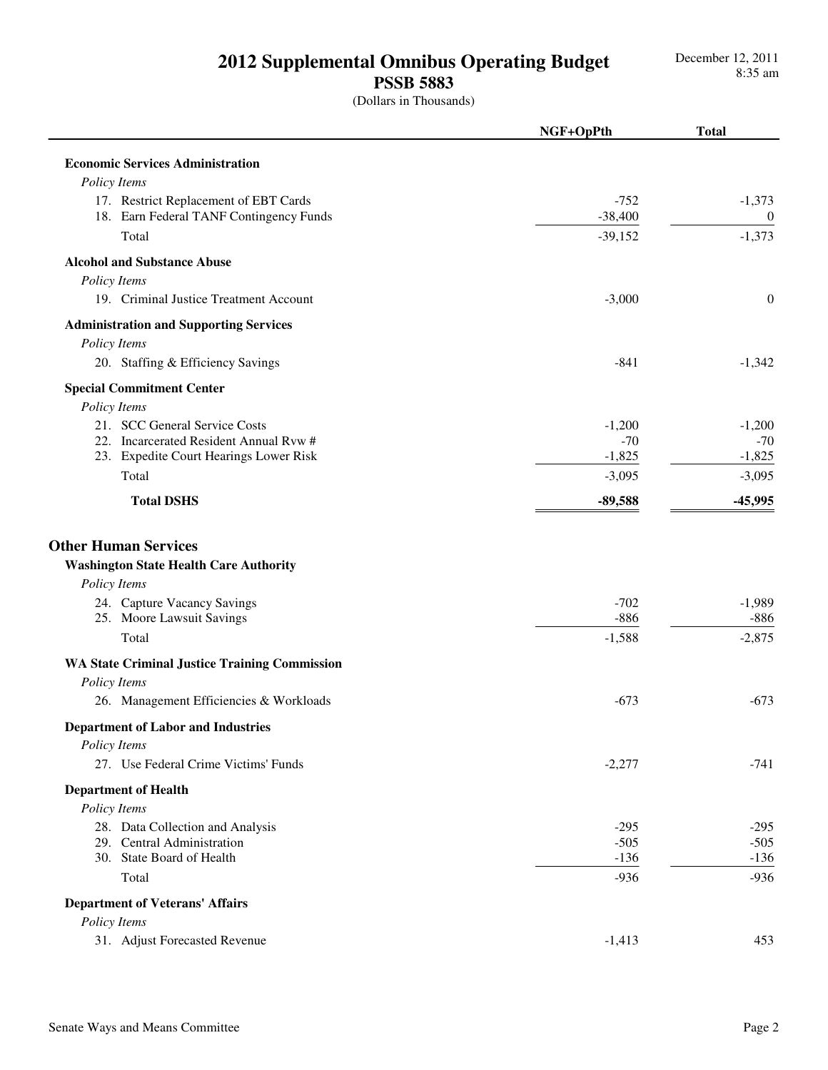# 2012 Supplemental Omnibus Operating Budget
## PSSB 5883
(Dollars in Thousands)

December 12, 2011
8:35 am

| | NGF+OpPth | Total |
|---|---|---|
| **Economic Services Administration** | | |
| *Policy Items* | | |
| 17. Restrict Replacement of EBT Cards | -752 | -1,373 |
| 18. Earn Federal TANF Contingency Funds | -38,400 | 0 |
| Total | -39,152 | -1,373 |
| **Alcohol and Substance Abuse** | | |
| *Policy Items* | | |
| 19. Criminal Justice Treatment Account | -3,000 | 0 |
| **Administration and Supporting Services** | | |
| *Policy Items* | | |
| 20. Staffing & Efficiency Savings | -841 | -1,342 |
| **Special Commitment Center** | | |
| *Policy Items* | | |
| 21. SCC General Service Costs | -1,200 | -1,200 |
| 22. Incarcerated Resident Annual Rvw # | -70 | -70 |
| 23. Expedite Court Hearings Lower Risk | -1,825 | -1,825 |
| Total | -3,095 | -3,095 |
| **Total DSHS** | **-89,588** | **-45,995** |

## Other Human Services

| | NGF+OpPth | Total |
|---|---|---|
| **Washington State Health Care Authority** | | |
| *Policy Items* | | |
| 24. Capture Vacancy Savings | -702 | -1,989 |
| 25. Moore Lawsuit Savings | -886 | -886 |
| Total | -1,588 | -2,875 |
| **WA State Criminal Justice Training Commission** | | |
| *Policy Items* | | |
| 26. Management Efficiencies & Workloads | -673 | -673 |
| **Department of Labor and Industries** | | |
| *Policy Items* | | |
| 27. Use Federal Crime Victims' Funds | -2,277 | -741 |
| **Department of Health** | | |
| *Policy Items* | | |
| 28. Data Collection and Analysis | -295 | -295 |
| 29. Central Administration | -505 | -505 |
| 30. State Board of Health | -136 | -136 |
| Total | -936 | -936 |
| **Department of Veterans' Affairs** | | |
| *Policy Items* | | |
| 31. Adjust Forecasted Revenue | -1,413 | 453 |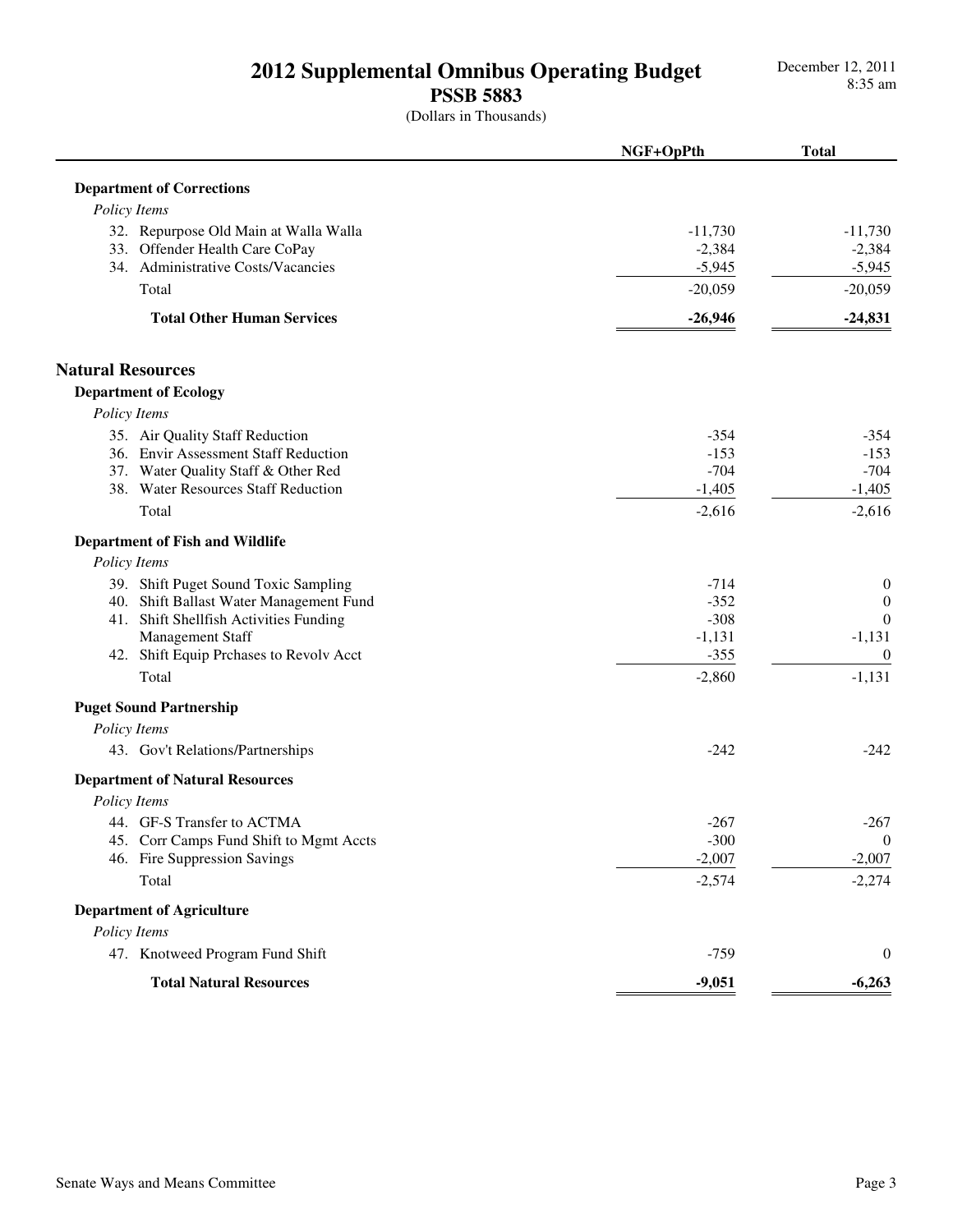# 2012 Supplemental Omnibus Operating Budget

## PSSB 5883

(Dollars in Thousands)

| | NGF+OpPth | Total |
|---|---|---|
| **Department of Corrections** | | |
| *Policy Items* | | |
| 32. Repurpose Old Main at Walla Walla | -11,730 | -11,730 |
| 33. Offender Health Care CoPay | -2,384 | -2,384 |
| 34. Administrative Costs/Vacancies | -5,945 | -5,945 |
| Total | -20,059 | -20,059 |
| **Total Other Human Services** | **-26,946** | **-24,831** |
| **Natural Resources** | | |
| **Department of Ecology** | | |
| *Policy Items* | | |
| 35. Air Quality Staff Reduction | -354 | -354 |
| 36. Envir Assessment Staff Reduction | -153 | -153 |
| 37. Water Quality Staff & Other Red | -704 | -704 |
| 38. Water Resources Staff Reduction | -1,405 | -1,405 |
| Total | -2,616 | -2,616 |
| **Department of Fish and Wildlife** | | |
| *Policy Items* | | |
| 39. Shift Puget Sound Toxic Sampling | -714 | 0 |
| 40. Shift Ballast Water Management Fund | -352 | 0 |
| 41. Shift Shellfish Activities Funding | -308 | 0 |
| Management Staff | -1,131 | -1,131 |
| 42. Shift Equip Prchases to Revolv Acct | -355 | 0 |
| Total | -2,860 | -1,131 |
| **Puget Sound Partnership** | | |
| *Policy Items* | | |
| 43. Gov't Relations/Partnerships | -242 | -242 |
| **Department of Natural Resources** | | |
| *Policy Items* | | |
| 44. GF-S Transfer to ACTMA | -267 | -267 |
| 45. Corr Camps Fund Shift to Mgmt Accts | -300 | 0 |
| 46. Fire Suppression Savings | -2,007 | -2,007 |
| Total | -2,574 | -2,274 |
| **Department of Agriculture** | | |
| *Policy Items* | | |
| 47. Knotweed Program Fund Shift | -759 | 0 |
| **Total Natural Resources** | **-9,051** | **-6,263** |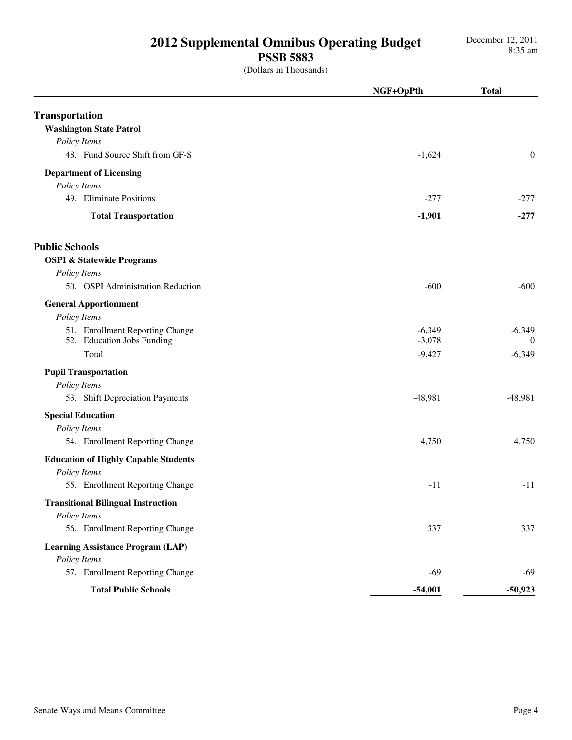# 2012 Supplemental Omnibus Operating Budget
## PSSB 5883
(Dollars in Thousands)

| | NGF+OpPth | Total |
|---|---|---|
| **Transportation** | | |
| **Washington State Patrol** | | |
| *Policy Items* | | |
| 48. Fund Source Shift from GF-S | -1,624 | 0 |
| **Department of Licensing** | | |
| *Policy Items* | | |
| 49. Eliminate Positions | -277 | -277 |
| **Total Transportation** | **-1,901** | **-277** |
| **Public Schools** | | |
| **OSPI & Statewide Programs** | | |
| *Policy Items* | | |
| 50. OSPI Administration Reduction | -600 | -600 |
| **General Apportionment** | | |
| *Policy Items* | | |
| 51. Enrollment Reporting Change | -6,349 | -6,349 |
| 52. Education Jobs Funding | -3,078 | 0 |
| Total | -9,427 | -6,349 |
| **Pupil Transportation** | | |
| *Policy Items* | | |
| 53. Shift Depreciation Payments | -48,981 | -48,981 |
| **Special Education** | | |
| *Policy Items* | | |
| 54. Enrollment Reporting Change | 4,750 | 4,750 |
| **Education of Highly Capable Students** | | |
| *Policy Items* | | |
| 55. Enrollment Reporting Change | -11 | -11 |
| **Transitional Bilingual Instruction** | | |
| *Policy Items* | | |
| 56. Enrollment Reporting Change | 337 | 337 |
| **Learning Assistance Program (LAP)** | | |
| *Policy Items* | | |
| 57. Enrollment Reporting Change | -69 | -69 |
| **Total Public Schools** | **-54,001** | **-50,923** |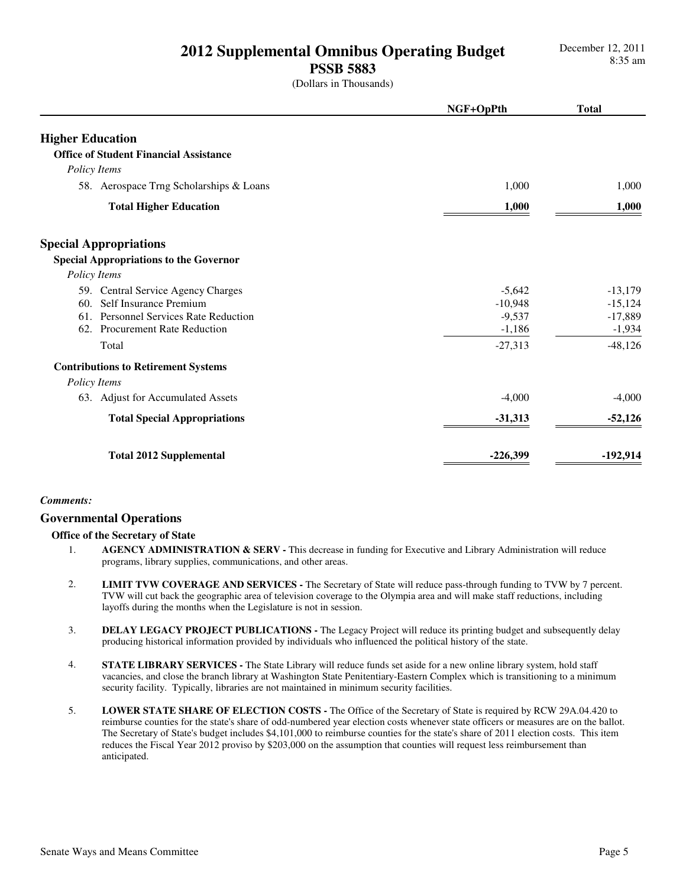# 2012 Supplemental Omnibus Operating Budget

## PSSB 5883

(Dollars in Thousands)

| | NGF+OpPth | Total |
|---|---|---|
| **Higher Education** | | |
| **Office of Student Financial Assistance** | | |
| *Policy Items* | | |
| 58. Aerospace Trng Scholarships & Loans | 1,000 | 1,000 |
| **Total Higher Education** | **1,000** | **1,000** |
| **Special Appropriations** | | |
| **Special Appropriations to the Governor** | | |
| *Policy Items* | | |
| 59. Central Service Agency Charges | -5,642 | -13,179 |
| 60. Self Insurance Premium | -10,948 | -15,124 |
| 61. Personnel Services Rate Reduction | -9,537 | -17,889 |
| 62. Procurement Rate Reduction | -1,186 | -1,934 |
| Total | -27,313 | -48,126 |
| **Contributions to Retirement Systems** | | |
| *Policy Items* | | |
| 63. Adjust for Accumulated Assets | -4,000 | -4,000 |
| **Total Special Appropriations** | **-31,313** | **-52,126** |
| **Total 2012 Supplemental** | **-226,399** | **-192,914** |

***Comments:***

## Governmental Operations

### Office of the Secretary of State

1. **AGENCY ADMINISTRATION & SERV -** This decrease in funding for Executive and Library Administration will reduce programs, library supplies, communications, and other areas.

2. **LIMIT TVW COVERAGE AND SERVICES -** The Secretary of State will reduce pass-through funding to TVW by 7 percent. TVW will cut back the geographic area of television coverage to the Olympia area and will make staff reductions, including layoffs during the months when the Legislature is not in session.

3. **DELAY LEGACY PROJECT PUBLICATIONS -** The Legacy Project will reduce its printing budget and subsequently delay producing historical information provided by individuals who influenced the political history of the state.

4. **STATE LIBRARY SERVICES -** The State Library will reduce funds set aside for a new online library system, hold staff vacancies, and close the branch library at Washington State Penitentiary-Eastern Complex which is transitioning to a minimum security facility. Typically, libraries are not maintained in minimum security facilities.

5. **LOWER STATE SHARE OF ELECTION COSTS -** The Office of the Secretary of State is required by RCW 29A.04.420 to reimburse counties for the state's share of odd-numbered year election costs whenever state officers or measures are on the ballot. The Secretary of State's budget includes $4,101,000 to reimburse counties for the state's share of 2011 election costs. This item reduces the Fiscal Year 2012 proviso by $203,000 on the assumption that counties will request less reimbursement than anticipated.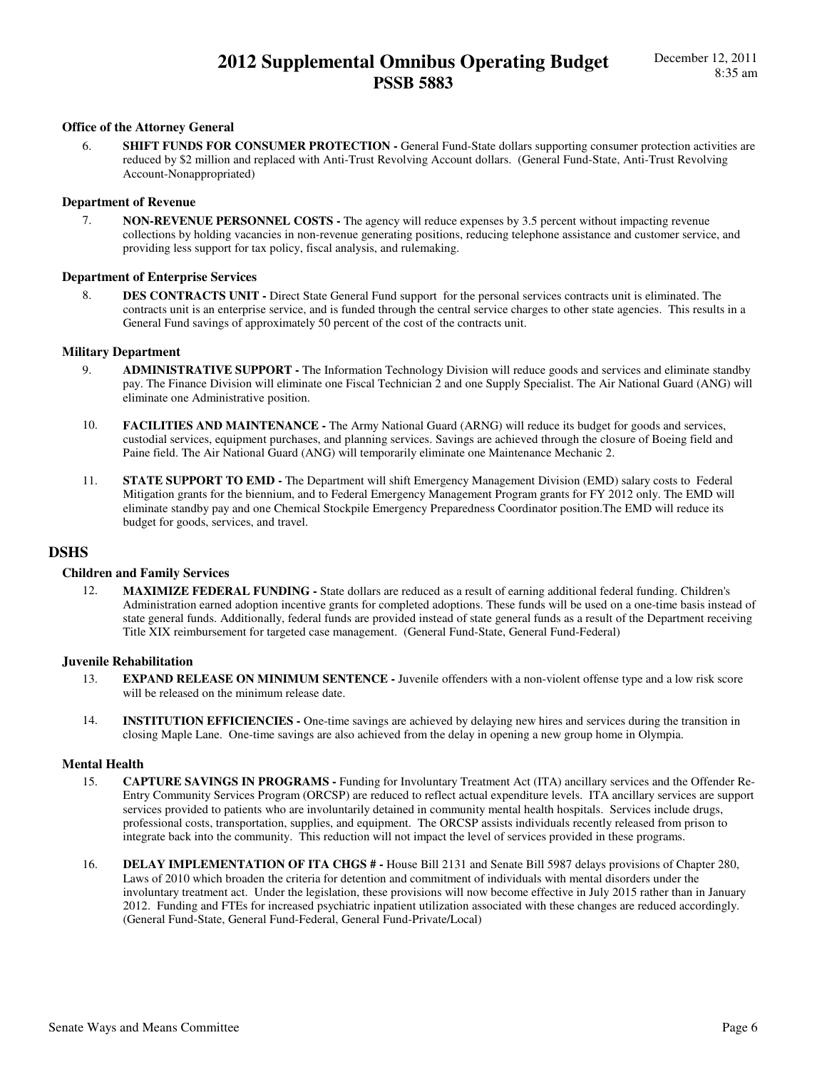### Office of the Attorney General

6. **SHIFT FUNDS FOR CONSUMER PROTECTION -** General Fund-State dollars supporting consumer protection activities are reduced by $2 million and replaced with Anti-Trust Revolving Account dollars. (General Fund-State, Anti-Trust Revolving Account-Nonappropriated)

### Department of Revenue

7. **NON-REVENUE PERSONNEL COSTS -** The agency will reduce expenses by 3.5 percent without impacting revenue collections by holding vacancies in non-revenue generating positions, reducing telephone assistance and customer service, and providing less support for tax policy, fiscal analysis, and rulemaking.

### Department of Enterprise Services

8. **DES CONTRACTS UNIT -** Direct State General Fund support for the personal services contracts unit is eliminated. The contracts unit is an enterprise service, and is funded through the central service charges to other state agencies. This results in a General Fund savings of approximately 50 percent of the cost of the contracts unit.

### Military Department

9. **ADMINISTRATIVE SUPPORT -** The Information Technology Division will reduce goods and services and eliminate standby pay. The Finance Division will eliminate one Fiscal Technician 2 and one Supply Specialist. The Air National Guard (ANG) will eliminate one Administrative position.

10. **FACILITIES AND MAINTENANCE -** The Army National Guard (ARNG) will reduce its budget for goods and services, custodial services, equipment purchases, and planning services. Savings are achieved through the closure of Boeing field and Paine field. The Air National Guard (ANG) will temporarily eliminate one Maintenance Mechanic 2.

11. **STATE SUPPORT TO EMD -** The Department will shift Emergency Management Division (EMD) salary costs to Federal Mitigation grants for the biennium, and to Federal Emergency Management Program grants for FY 2012 only. The EMD will eliminate standby pay and one Chemical Stockpile Emergency Preparedness Coordinator position.The EMD will reduce its budget for goods, services, and travel.

## DSHS

### Children and Family Services

12. **MAXIMIZE FEDERAL FUNDING -** State dollars are reduced as a result of earning additional federal funding. Children's Administration earned adoption incentive grants for completed adoptions. These funds will be used on a one-time basis instead of state general funds. Additionally, federal funds are provided instead of state general funds as a result of the Department receiving Title XIX reimbursement for targeted case management. (General Fund-State, General Fund-Federal)

### Juvenile Rehabilitation

13. **EXPAND RELEASE ON MINIMUM SENTENCE -** Juvenile offenders with a non-violent offense type and a low risk score will be released on the minimum release date.

14. **INSTITUTION EFFICIENCIES -** One-time savings are achieved by delaying new hires and services during the transition in closing Maple Lane. One-time savings are also achieved from the delay in opening a new group home in Olympia.

### Mental Health

15. **CAPTURE SAVINGS IN PROGRAMS -** Funding for Involuntary Treatment Act (ITA) ancillary services and the Offender Re-Entry Community Services Program (ORCSP) are reduced to reflect actual expenditure levels. ITA ancillary services are support services provided to patients who are involuntarily detained in community mental health hospitals. Services include drugs, professional costs, transportation, supplies, and equipment. The ORCSP assists individuals recently released from prison to integrate back into the community. This reduction will not impact the level of services provided in these programs.

16. **DELAY IMPLEMENTATION OF ITA CHGS # -** House Bill 2131 and Senate Bill 5987 delays provisions of Chapter 280, Laws of 2010 which broaden the criteria for detention and commitment of individuals with mental disorders under the involuntary treatment act. Under the legislation, these provisions will now become effective in July 2015 rather than in January 2012. Funding and FTEs for increased psychiatric inpatient utilization associated with these changes are reduced accordingly. (General Fund-State, General Fund-Federal, General Fund-Private/Local)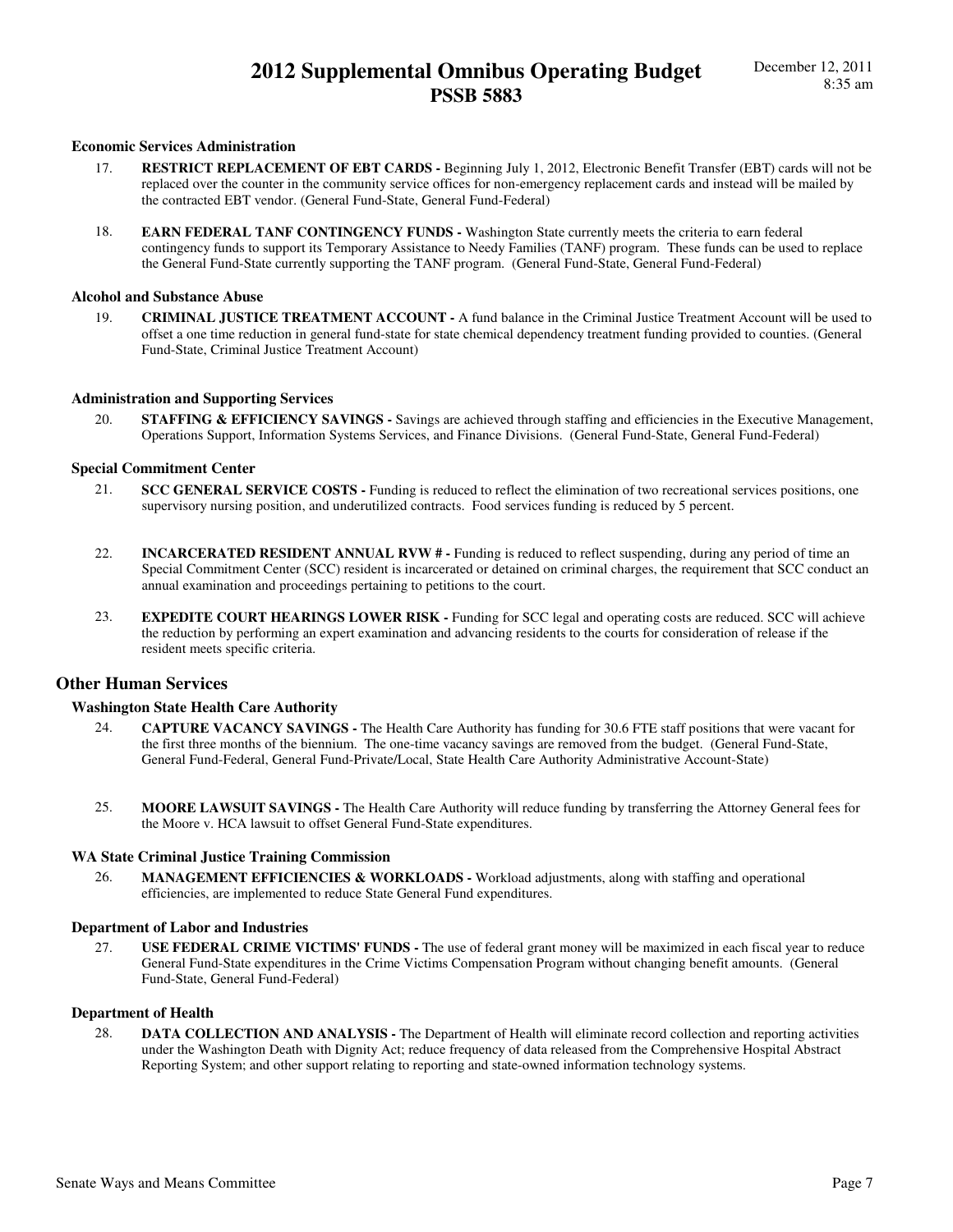### Economic Services Administration

17. **RESTRICT REPLACEMENT OF EBT CARDS -** Beginning July 1, 2012, Electronic Benefit Transfer (EBT) cards will not be replaced over the counter in the community service offices for non-emergency replacement cards and instead will be mailed by the contracted EBT vendor. (General Fund-State, General Fund-Federal)

18. **EARN FEDERAL TANF CONTINGENCY FUNDS -** Washington State currently meets the criteria to earn federal contingency funds to support its Temporary Assistance to Needy Families (TANF) program. These funds can be used to replace the General Fund-State currently supporting the TANF program. (General Fund-State, General Fund-Federal)

### Alcohol and Substance Abuse

19. **CRIMINAL JUSTICE TREATMENT ACCOUNT -** A fund balance in the Criminal Justice Treatment Account will be used to offset a one time reduction in general fund-state for state chemical dependency treatment funding provided to counties. (General Fund-State, Criminal Justice Treatment Account)

### Administration and Supporting Services

20. **STAFFING & EFFICIENCY SAVINGS -** Savings are achieved through staffing and efficiencies in the Executive Management, Operations Support, Information Systems Services, and Finance Divisions. (General Fund-State, General Fund-Federal)

### Special Commitment Center

21. **SCC GENERAL SERVICE COSTS -** Funding is reduced to reflect the elimination of two recreational services positions, one supervisory nursing position, and underutilized contracts. Food services funding is reduced by 5 percent.

22. **INCARCERATED RESIDENT ANNUAL RVW # -** Funding is reduced to reflect suspending, during any period of time an Special Commitment Center (SCC) resident is incarcerated or detained on criminal charges, the requirement that SCC conduct an annual examination and proceedings pertaining to petitions to the court.

23. **EXPEDITE COURT HEARINGS LOWER RISK -** Funding for SCC legal and operating costs are reduced. SCC will achieve the reduction by performing an expert examination and advancing residents to the courts for consideration of release if the resident meets specific criteria.

## Other Human Services

### Washington State Health Care Authority

24. **CAPTURE VACANCY SAVINGS -** The Health Care Authority has funding for 30.6 FTE staff positions that were vacant for the first three months of the biennium. The one-time vacancy savings are removed from the budget. (General Fund-State, General Fund-Federal, General Fund-Private/Local, State Health Care Authority Administrative Account-State)

25. **MOORE LAWSUIT SAVINGS -** The Health Care Authority will reduce funding by transferring the Attorney General fees for the Moore v. HCA lawsuit to offset General Fund-State expenditures.

### WA State Criminal Justice Training Commission

26. **MANAGEMENT EFFICIENCIES & WORKLOADS -** Workload adjustments, along with staffing and operational efficiencies, are implemented to reduce State General Fund expenditures.

### Department of Labor and Industries

27. **USE FEDERAL CRIME VICTIMS' FUNDS -** The use of federal grant money will be maximized in each fiscal year to reduce General Fund-State expenditures in the Crime Victims Compensation Program without changing benefit amounts. (General Fund-State, General Fund-Federal)

### Department of Health

28. **DATA COLLECTION AND ANALYSIS -** The Department of Health will eliminate record collection and reporting activities under the Washington Death with Dignity Act; reduce frequency of data released from the Comprehensive Hospital Abstract Reporting System; and other support relating to reporting and state-owned information technology systems.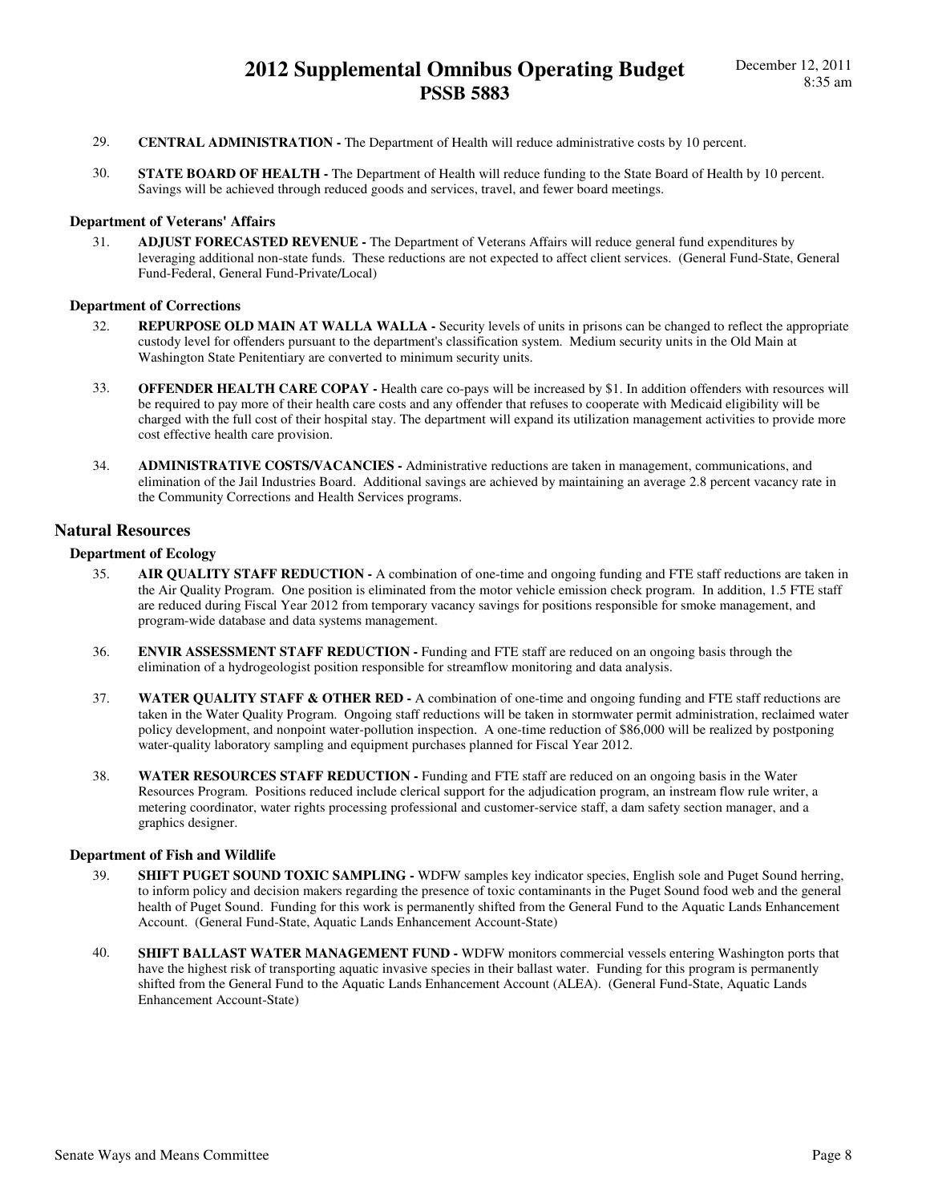29. **CENTRAL ADMINISTRATION -** The Department of Health will reduce administrative costs by 10 percent.

30. **STATE BOARD OF HEALTH -** The Department of Health will reduce funding to the State Board of Health by 10 percent. Savings will be achieved through reduced goods and services, travel, and fewer board meetings.

### Department of Veterans' Affairs

31. **ADJUST FORECASTED REVENUE -** The Department of Veterans Affairs will reduce general fund expenditures by leveraging additional non-state funds. These reductions are not expected to affect client services. (General Fund-State, General Fund-Federal, General Fund-Private/Local)

### Department of Corrections

32. **REPURPOSE OLD MAIN AT WALLA WALLA -** Security levels of units in prisons can be changed to reflect the appropriate custody level for offenders pursuant to the department's classification system. Medium security units in the Old Main at Washington State Penitentiary are converted to minimum security units.

33. **OFFENDER HEALTH CARE COPAY -** Health care co-pays will be increased by $1. In addition offenders with resources will be required to pay more of their health care costs and any offender that refuses to cooperate with Medicaid eligibility will be charged with the full cost of their hospital stay. The department will expand its utilization management activities to provide more cost effective health care provision.

34. **ADMINISTRATIVE COSTS/VACANCIES -** Administrative reductions are taken in management, communications, and elimination of the Jail Industries Board. Additional savings are achieved by maintaining an average 2.8 percent vacancy rate in the Community Corrections and Health Services programs.

## Natural Resources

### Department of Ecology

35. **AIR QUALITY STAFF REDUCTION -** A combination of one-time and ongoing funding and FTE staff reductions are taken in the Air Quality Program. One position is eliminated from the motor vehicle emission check program. In addition, 1.5 FTE staff are reduced during Fiscal Year 2012 from temporary vacancy savings for positions responsible for smoke management, and program-wide database and data systems management.

36. **ENVIR ASSESSMENT STAFF REDUCTION -** Funding and FTE staff are reduced on an ongoing basis through the elimination of a hydrogeologist position responsible for streamflow monitoring and data analysis.

37. **WATER QUALITY STAFF & OTHER RED -** A combination of one-time and ongoing funding and FTE staff reductions are taken in the Water Quality Program. Ongoing staff reductions will be taken in stormwater permit administration, reclaimed water policy development, and nonpoint water-pollution inspection. A one-time reduction of $86,000 will be realized by postponing water-quality laboratory sampling and equipment purchases planned for Fiscal Year 2012.

38. **WATER RESOURCES STAFF REDUCTION -** Funding and FTE staff are reduced on an ongoing basis in the Water Resources Program. Positions reduced include clerical support for the adjudication program, an instream flow rule writer, a metering coordinator, water rights processing professional and customer-service staff, a dam safety section manager, and a graphics designer.

### Department of Fish and Wildlife

39. **SHIFT PUGET SOUND TOXIC SAMPLING -** WDFW samples key indicator species, English sole and Puget Sound herring, to inform policy and decision makers regarding the presence of toxic contaminants in the Puget Sound food web and the general health of Puget Sound. Funding for this work is permanently shifted from the General Fund to the Aquatic Lands Enhancement Account. (General Fund-State, Aquatic Lands Enhancement Account-State)

40. **SHIFT BALLAST WATER MANAGEMENT FUND -** WDFW monitors commercial vessels entering Washington ports that have the highest risk of transporting aquatic invasive species in their ballast water. Funding for this program is permanently shifted from the General Fund to the Aquatic Lands Enhancement Account (ALEA). (General Fund-State, Aquatic Lands Enhancement Account-State)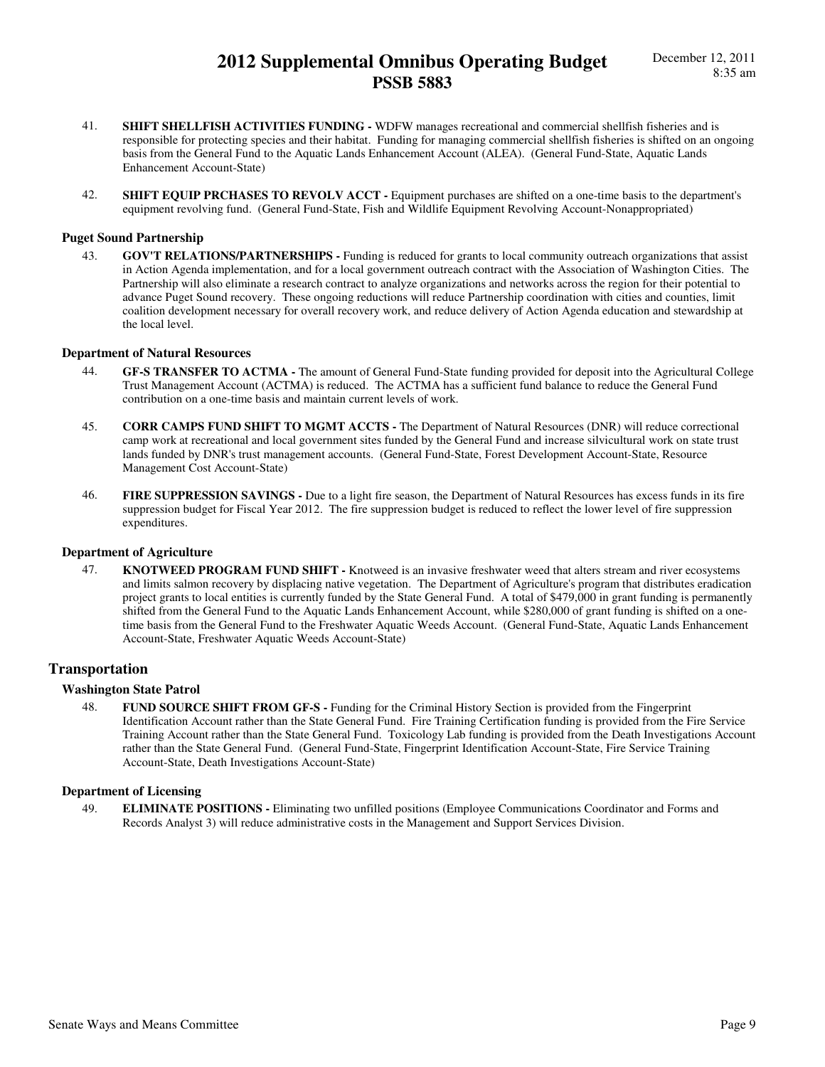41. **SHIFT SHELLFISH ACTIVITIES FUNDING -** WDFW manages recreational and commercial shellfish fisheries and is responsible for protecting species and their habitat. Funding for managing commercial shellfish fisheries is shifted on an ongoing basis from the General Fund to the Aquatic Lands Enhancement Account (ALEA). (General Fund-State, Aquatic Lands Enhancement Account-State)

42. **SHIFT EQUIP PRCHASES TO REVOLV ACCT -** Equipment purchases are shifted on a one-time basis to the department's equipment revolving fund. (General Fund-State, Fish and Wildlife Equipment Revolving Account-Nonappropriated)

### Puget Sound Partnership

43. **GOV'T RELATIONS/PARTNERSHIPS -** Funding is reduced for grants to local community outreach organizations that assist in Action Agenda implementation, and for a local government outreach contract with the Association of Washington Cities. The Partnership will also eliminate a research contract to analyze organizations and networks across the region for their potential to advance Puget Sound recovery. These ongoing reductions will reduce Partnership coordination with cities and counties, limit coalition development necessary for overall recovery work, and reduce delivery of Action Agenda education and stewardship at the local level.

### Department of Natural Resources

44. **GF-S TRANSFER TO ACTMA -** The amount of General Fund-State funding provided for deposit into the Agricultural College Trust Management Account (ACTMA) is reduced. The ACTMA has a sufficient fund balance to reduce the General Fund contribution on a one-time basis and maintain current levels of work.

45. **CORR CAMPS FUND SHIFT TO MGMT ACCTS -** The Department of Natural Resources (DNR) will reduce correctional camp work at recreational and local government sites funded by the General Fund and increase silvicultural work on state trust lands funded by DNR's trust management accounts. (General Fund-State, Forest Development Account-State, Resource Management Cost Account-State)

46. **FIRE SUPPRESSION SAVINGS -** Due to a light fire season, the Department of Natural Resources has excess funds in its fire suppression budget for Fiscal Year 2012. The fire suppression budget is reduced to reflect the lower level of fire suppression expenditures.

### Department of Agriculture

47. **KNOTWEED PROGRAM FUND SHIFT -** Knotweed is an invasive freshwater weed that alters stream and river ecosystems and limits salmon recovery by displacing native vegetation. The Department of Agriculture's program that distributes eradication project grants to local entities is currently funded by the State General Fund. A total of $479,000 in grant funding is permanently shifted from the General Fund to the Aquatic Lands Enhancement Account, while $280,000 of grant funding is shifted on a one-time basis from the General Fund to the Freshwater Aquatic Weeds Account. (General Fund-State, Aquatic Lands Enhancement Account-State, Freshwater Aquatic Weeds Account-State)

## Transportation

### Washington State Patrol

48. **FUND SOURCE SHIFT FROM GF-S -** Funding for the Criminal History Section is provided from the Fingerprint Identification Account rather than the State General Fund. Fire Training Certification funding is provided from the Fire Service Training Account rather than the State General Fund. Toxicology Lab funding is provided from the Death Investigations Account rather than the State General Fund. (General Fund-State, Fingerprint Identification Account-State, Fire Service Training Account-State, Death Investigations Account-State)

### Department of Licensing

49. **ELIMINATE POSITIONS -** Eliminating two unfilled positions (Employee Communications Coordinator and Forms and Records Analyst 3) will reduce administrative costs in the Management and Support Services Division.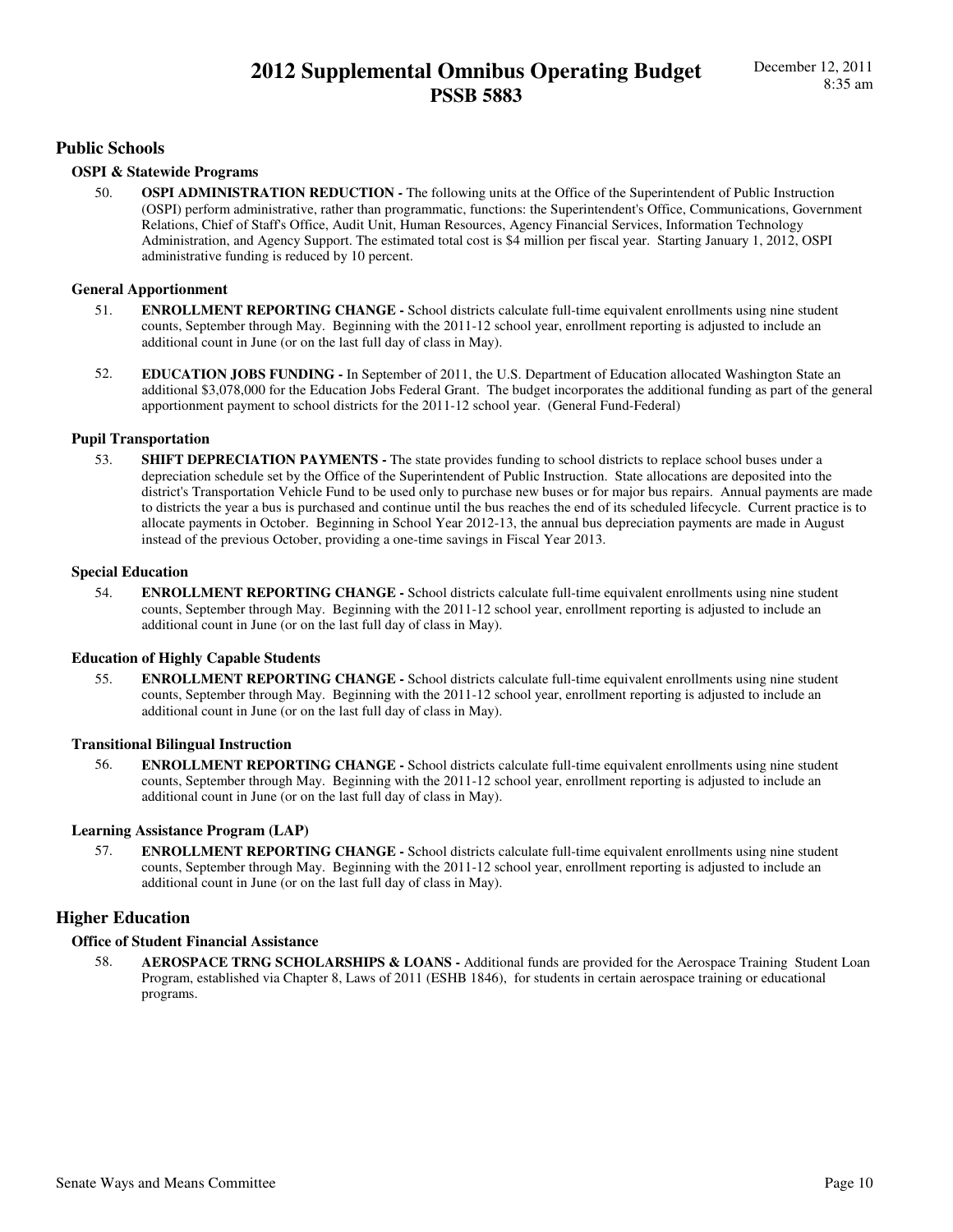## Public Schools

### OSPI & Statewide Programs

50. **OSPI ADMINISTRATION REDUCTION -** The following units at the Office of the Superintendent of Public Instruction (OSPI) perform administrative, rather than programmatic, functions: the Superintendent's Office, Communications, Government Relations, Chief of Staff's Office, Audit Unit, Human Resources, Agency Financial Services, Information Technology Administration, and Agency Support. The estimated total cost is $4 million per fiscal year. Starting January 1, 2012, OSPI administrative funding is reduced by 10 percent.

### General Apportionment

51. **ENROLLMENT REPORTING CHANGE -** School districts calculate full-time equivalent enrollments using nine student counts, September through May. Beginning with the 2011-12 school year, enrollment reporting is adjusted to include an additional count in June (or on the last full day of class in May).

52. **EDUCATION JOBS FUNDING -** In September of 2011, the U.S. Department of Education allocated Washington State an additional $3,078,000 for the Education Jobs Federal Grant. The budget incorporates the additional funding as part of the general apportionment payment to school districts for the 2011-12 school year. (General Fund-Federal)

### Pupil Transportation

53. **SHIFT DEPRECIATION PAYMENTS -** The state provides funding to school districts to replace school buses under a depreciation schedule set by the Office of the Superintendent of Public Instruction. State allocations are deposited into the district's Transportation Vehicle Fund to be used only to purchase new buses or for major bus repairs. Annual payments are made to districts the year a bus is purchased and continue until the bus reaches the end of its scheduled lifecycle. Current practice is to allocate payments in October. Beginning in School Year 2012-13, the annual bus depreciation payments are made in August instead of the previous October, providing a one-time savings in Fiscal Year 2013.

### Special Education

54. **ENROLLMENT REPORTING CHANGE -** School districts calculate full-time equivalent enrollments using nine student counts, September through May. Beginning with the 2011-12 school year, enrollment reporting is adjusted to include an additional count in June (or on the last full day of class in May).

### Education of Highly Capable Students

55. **ENROLLMENT REPORTING CHANGE -** School districts calculate full-time equivalent enrollments using nine student counts, September through May. Beginning with the 2011-12 school year, enrollment reporting is adjusted to include an additional count in June (or on the last full day of class in May).

### Transitional Bilingual Instruction

56. **ENROLLMENT REPORTING CHANGE -** School districts calculate full-time equivalent enrollments using nine student counts, September through May. Beginning with the 2011-12 school year, enrollment reporting is adjusted to include an additional count in June (or on the last full day of class in May).

### Learning Assistance Program (LAP)

57. **ENROLLMENT REPORTING CHANGE -** School districts calculate full-time equivalent enrollments using nine student counts, September through May. Beginning with the 2011-12 school year, enrollment reporting is adjusted to include an additional count in June (or on the last full day of class in May).

## Higher Education

### Office of Student Financial Assistance

58. **AEROSPACE TRNG SCHOLARSHIPS & LOANS -** Additional funds are provided for the Aerospace Training Student Loan Program, established via Chapter 8, Laws of 2011 (ESHB 1846), for students in certain aerospace training or educational programs.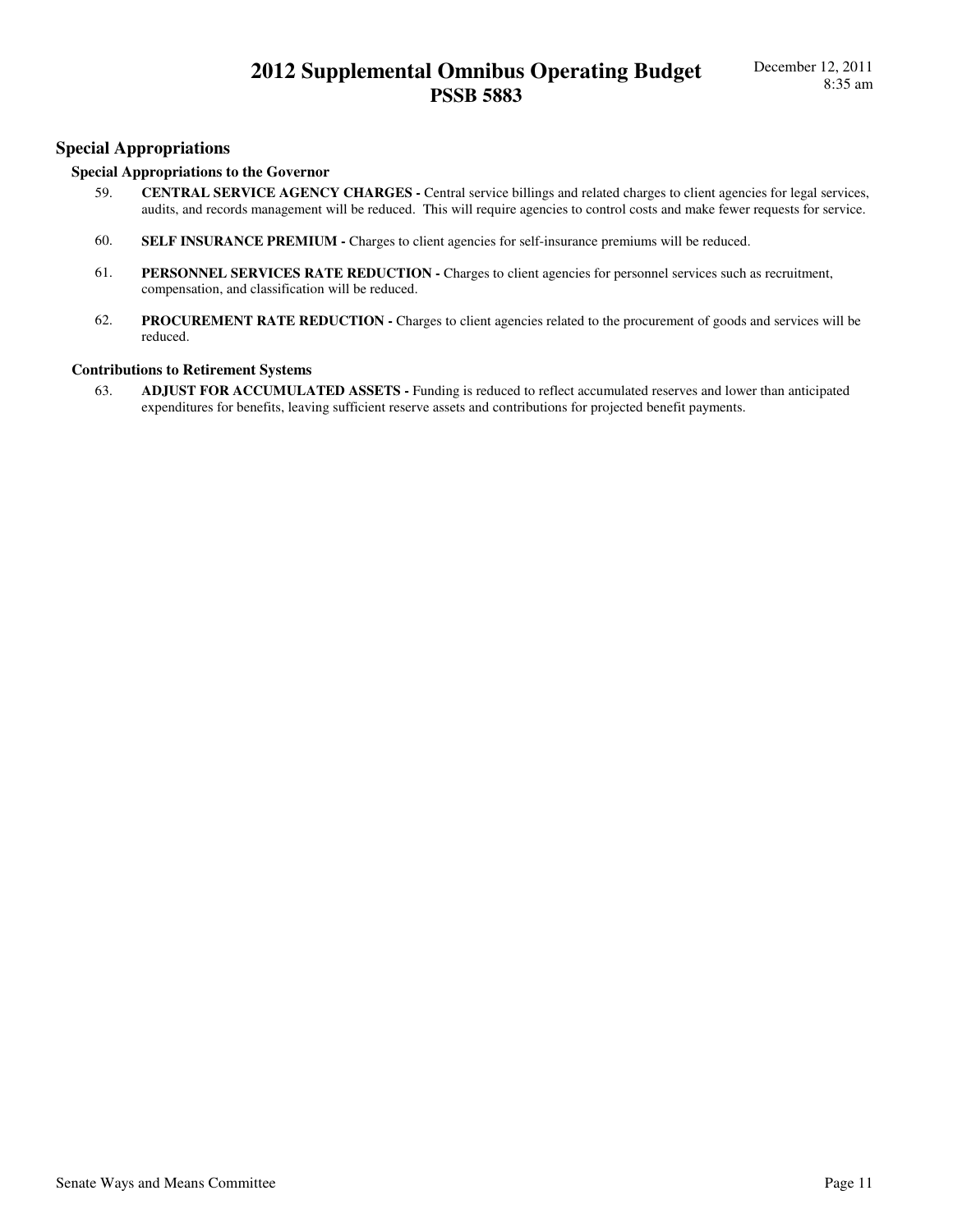## Special Appropriations

### Special Appropriations to the Governor

59. **CENTRAL SERVICE AGENCY CHARGES -** Central service billings and related charges to client agencies for legal services, audits, and records management will be reduced. This will require agencies to control costs and make fewer requests for service.

60. **SELF INSURANCE PREMIUM -** Charges to client agencies for self-insurance premiums will be reduced.

61. **PERSONNEL SERVICES RATE REDUCTION -** Charges to client agencies for personnel services such as recruitment, compensation, and classification will be reduced.

62. **PROCUREMENT RATE REDUCTION -** Charges to client agencies related to the procurement of goods and services will be reduced.

### Contributions to Retirement Systems

63. **ADJUST FOR ACCUMULATED ASSETS -** Funding is reduced to reflect accumulated reserves and lower than anticipated expenditures for benefits, leaving sufficient reserve assets and contributions for projected benefit payments.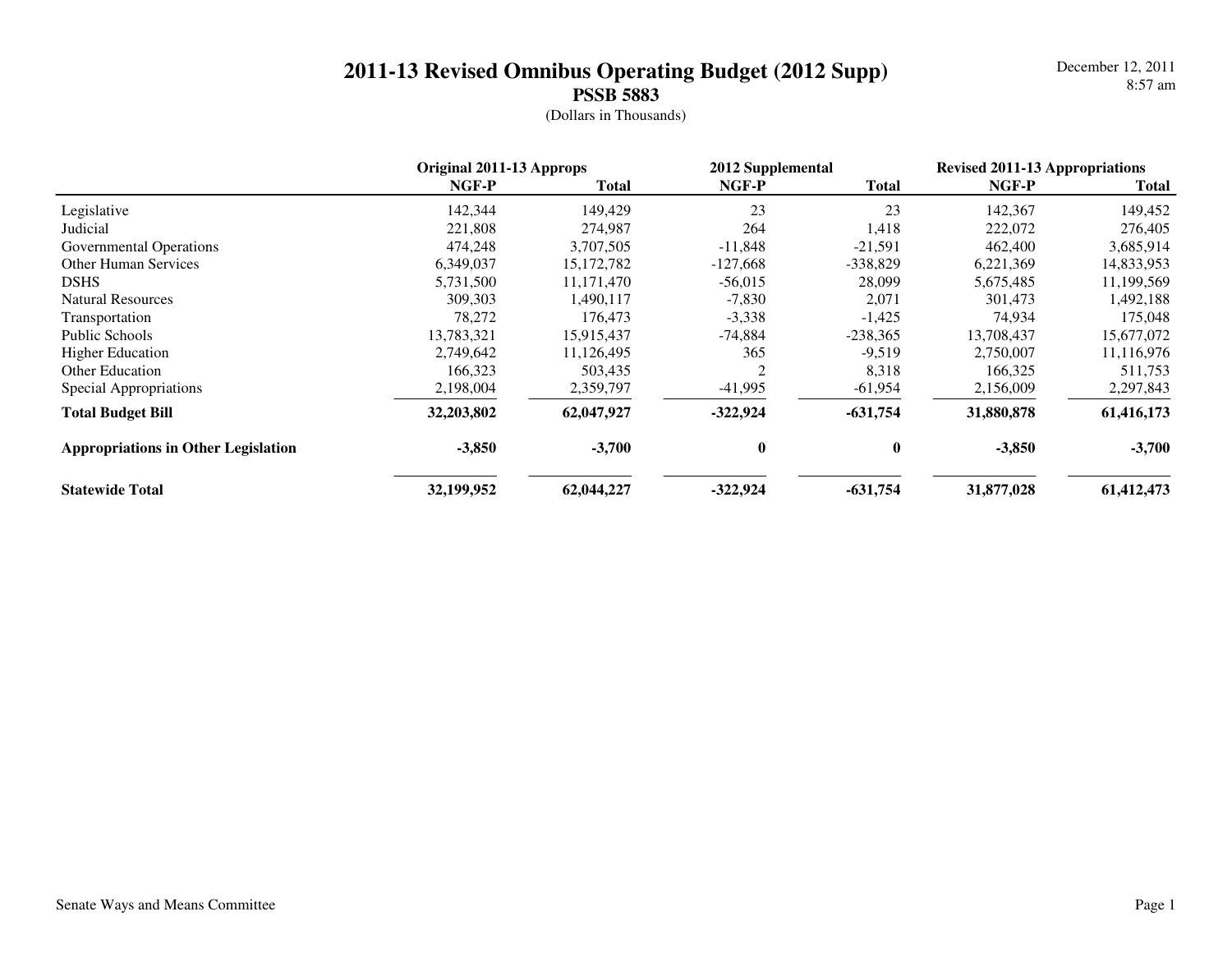# 2011-13 Revised Omnibus Operating Budget (2012 Supp)

## PSSB 5883

(Dollars in Thousands)

December 12, 2011
8:57 am

| | Original 2011-13 Approps | | 2012 Supplemental | | Revised 2011-13 Appropriations | |
|---|---|---|---|---|---|---|
| | NGF-P | Total | NGF-P | Total | NGF-P | Total |
| Legislative | 142,344 | 149,429 | 23 | 23 | 142,367 | 149,452 |
| Judicial | 221,808 | 274,987 | 264 | 1,418 | 222,072 | 276,405 |
| Governmental Operations | 474,248 | 3,707,505 | -11,848 | -21,591 | 462,400 | 3,685,914 |
| Other Human Services | 6,349,037 | 15,172,782 | -127,668 | -338,829 | 6,221,369 | 14,833,953 |
| DSHS | 5,731,500 | 11,171,470 | -56,015 | 28,099 | 5,675,485 | 11,199,569 |
| Natural Resources | 309,303 | 1,490,117 | -7,830 | 2,071 | 301,473 | 1,492,188 |
| Transportation | 78,272 | 176,473 | -3,338 | -1,425 | 74,934 | 175,048 |
| Public Schools | 13,783,321 | 15,915,437 | -74,884 | -238,365 | 13,708,437 | 15,677,072 |
| Higher Education | 2,749,642 | 11,126,495 | 365 | -9,519 | 2,750,007 | 11,116,976 |
| Other Education | 166,323 | 503,435 | 2 | 8,318 | 166,325 | 511,753 |
| Special Appropriations | 2,198,004 | 2,359,797 | -41,995 | -61,954 | 2,156,009 | 2,297,843 |
| **Total Budget Bill** | **32,203,802** | **62,047,927** | **-322,924** | **-631,754** | **31,880,878** | **61,416,173** |
| **Appropriations in Other Legislation** | **-3,850** | **-3,700** | **0** | **0** | **-3,850** | **-3,700** |
| **Statewide Total** | **32,199,952** | **62,044,227** | **-322,924** | **-631,754** | **31,877,028** | **61,412,473** |

Senate Ways and Means Committee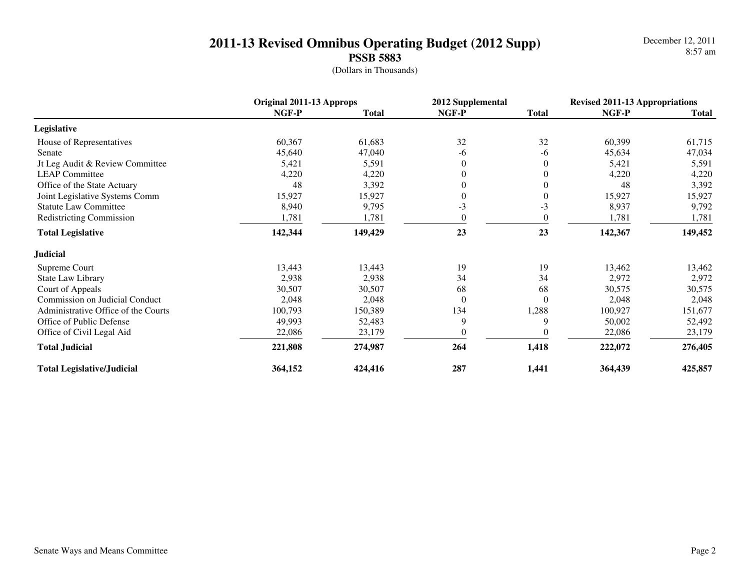# 2011-13 Revised Omnibus Operating Budget (2012 Supp)

## PSSB 5883

(Dollars in Thousands)

December 12, 2011
8:57 am

| | Original 2011-13 Approps | | 2012 Supplemental | | Revised 2011-13 Appropriations | |
|---|---|---|---|---|---|---|
| | NGF-P | Total | NGF-P | Total | NGF-P | Total |
| **Legislative** | | | | | | |
| House of Representatives | 60,367 | 61,683 | 32 | 32 | 60,399 | 61,715 |
| Senate | 45,640 | 47,040 | -6 | -6 | 45,634 | 47,034 |
| Jt Leg Audit & Review Committee | 5,421 | 5,591 | 0 | 0 | 5,421 | 5,591 |
| LEAP Committee | 4,220 | 4,220 | 0 | 0 | 4,220 | 4,220 |
| Office of the State Actuary | 48 | 3,392 | 0 | 0 | 48 | 3,392 |
| Joint Legislative Systems Comm | 15,927 | 15,927 | 0 | 0 | 15,927 | 15,927 |
| Statute Law Committee | 8,940 | 9,795 | -3 | -3 | 8,937 | 9,792 |
| Redistricting Commission | 1,781 | 1,781 | 0 | 0 | 1,781 | 1,781 |
| **Total Legislative** | **142,344** | **149,429** | **23** | **23** | **142,367** | **149,452** |
| **Judicial** | | | | | | |
| Supreme Court | 13,443 | 13,443 | 19 | 19 | 13,462 | 13,462 |
| State Law Library | 2,938 | 2,938 | 34 | 34 | 2,972 | 2,972 |
| Court of Appeals | 30,507 | 30,507 | 68 | 68 | 30,575 | 30,575 |
| Commission on Judicial Conduct | 2,048 | 2,048 | 0 | 0 | 2,048 | 2,048 |
| Administrative Office of the Courts | 100,793 | 150,389 | 134 | 1,288 | 100,927 | 151,677 |
| Office of Public Defense | 49,993 | 52,483 | 9 | 9 | 50,002 | 52,492 |
| Office of Civil Legal Aid | 22,086 | 23,179 | 0 | 0 | 22,086 | 23,179 |
| **Total Judicial** | **221,808** | **274,987** | **264** | **1,418** | **222,072** | **276,405** |
| **Total Legislative/Judicial** | **364,152** | **424,416** | **287** | **1,441** | **364,439** | **425,857** |

Senate Ways and Means Committee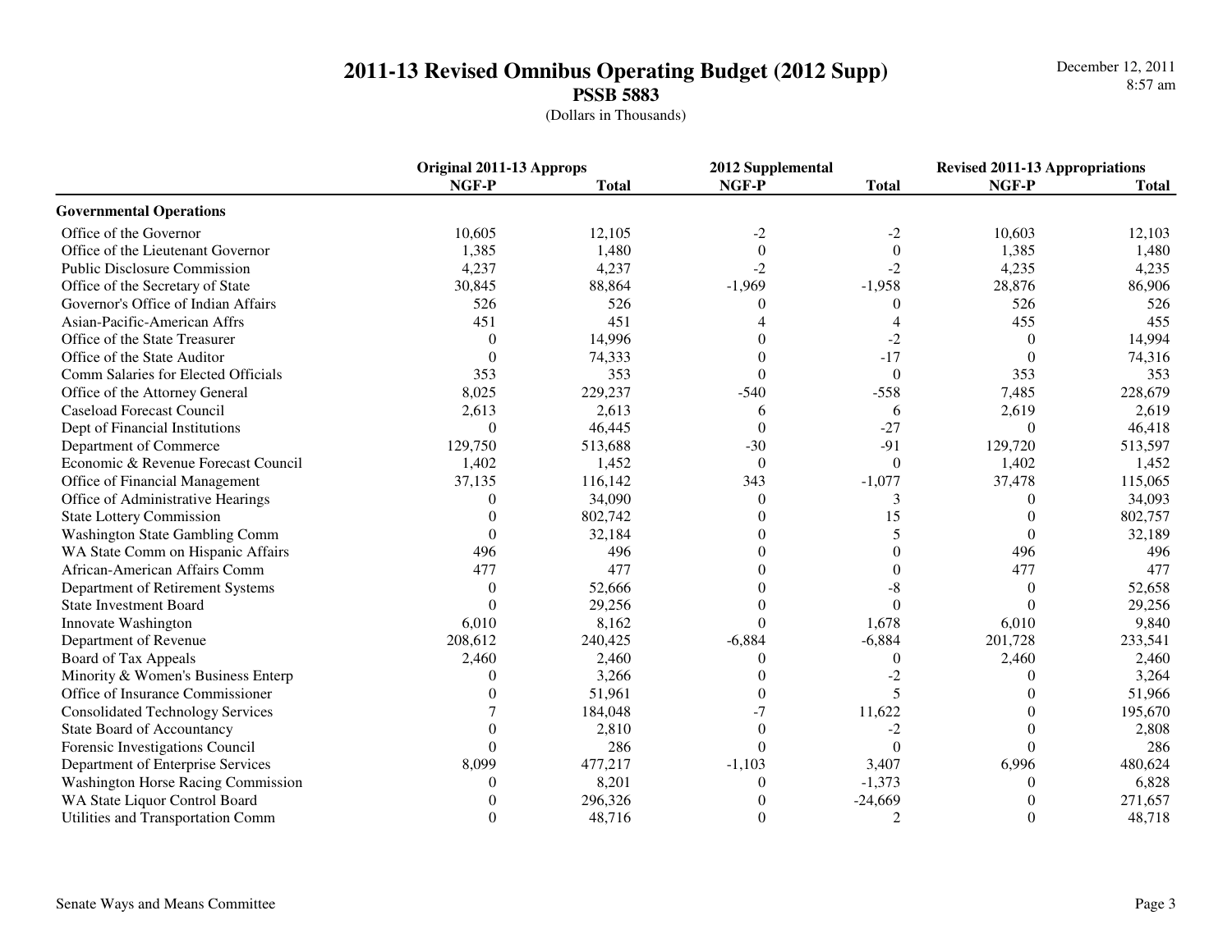# 2011-13 Revised Omnibus Operating Budget (2012 Supp)

## PSSB 5883

(Dollars in Thousands)

December 12, 2011
8:57 am

| | Original 2011-13 Approps | | 2012 Supplemental | | Revised 2011-13 Appropriations | |
|---|---|---|---|---|---|---|
| | NGF-P | Total | NGF-P | Total | NGF-P | Total |
| **Governmental Operations** | | | | | | |
| Office of the Governor | 10,605 | 12,105 | -2 | -2 | 10,603 | 12,103 |
| Office of the Lieutenant Governor | 1,385 | 1,480 | 0 | 0 | 1,385 | 1,480 |
| Public Disclosure Commission | 4,237 | 4,237 | -2 | -2 | 4,235 | 4,235 |
| Office of the Secretary of State | 30,845 | 88,864 | -1,969 | -1,958 | 28,876 | 86,906 |
| Governor's Office of Indian Affairs | 526 | 526 | 0 | 0 | 526 | 526 |
| Asian-Pacific-American Affrs | 451 | 451 | 4 | 4 | 455 | 455 |
| Office of the State Treasurer | 0 | 14,996 | 0 | -2 | 0 | 14,994 |
| Office of the State Auditor | 0 | 74,333 | 0 | -17 | 0 | 74,316 |
| Comm Salaries for Elected Officials | 353 | 353 | 0 | 0 | 353 | 353 |
| Office of the Attorney General | 8,025 | 229,237 | -540 | -558 | 7,485 | 228,679 |
| Caseload Forecast Council | 2,613 | 2,613 | 6 | 6 | 2,619 | 2,619 |
| Dept of Financial Institutions | 0 | 46,445 | 0 | -27 | 0 | 46,418 |
| Department of Commerce | 129,750 | 513,688 | -30 | -91 | 129,720 | 513,597 |
| Economic & Revenue Forecast Council | 1,402 | 1,452 | 0 | 0 | 1,402 | 1,452 |
| Office of Financial Management | 37,135 | 116,142 | 343 | -1,077 | 37,478 | 115,065 |
| Office of Administrative Hearings | 0 | 34,090 | 0 | 3 | 0 | 34,093 |
| State Lottery Commission | 0 | 802,742 | 0 | 15 | 0 | 802,757 |
| Washington State Gambling Comm | 0 | 32,184 | 0 | 5 | 0 | 32,189 |
| WA State Comm on Hispanic Affairs | 496 | 496 | 0 | 0 | 496 | 496 |
| African-American Affairs Comm | 477 | 477 | 0 | 0 | 477 | 477 |
| Department of Retirement Systems | 0 | 52,666 | 0 | -8 | 0 | 52,658 |
| State Investment Board | 0 | 29,256 | 0 | 0 | 0 | 29,256 |
| Innovate Washington | 6,010 | 8,162 | 0 | 1,678 | 6,010 | 9,840 |
| Department of Revenue | 208,612 | 240,425 | -6,884 | -6,884 | 201,728 | 233,541 |
| Board of Tax Appeals | 2,460 | 2,460 | 0 | 0 | 2,460 | 2,460 |
| Minority & Women's Business Enterp | 0 | 3,266 | 0 | -2 | 0 | 3,264 |
| Office of Insurance Commissioner | 0 | 51,961 | 0 | 5 | 0 | 51,966 |
| Consolidated Technology Services | 7 | 184,048 | -7 | 11,622 | 0 | 195,670 |
| State Board of Accountancy | 0 | 2,810 | 0 | -2 | 0 | 2,808 |
| Forensic Investigations Council | 0 | 286 | 0 | 0 | 0 | 286 |
| Department of Enterprise Services | 8,099 | 477,217 | -1,103 | 3,407 | 6,996 | 480,624 |
| Washington Horse Racing Commission | 0 | 8,201 | 0 | -1,373 | 0 | 6,828 |
| WA State Liquor Control Board | 0 | 296,326 | 0 | -24,669 | 0 | 271,657 |
| Utilities and Transportation Comm | 0 | 48,716 | 0 | 2 | 0 | 48,718 |

Senate Ways and Means Committee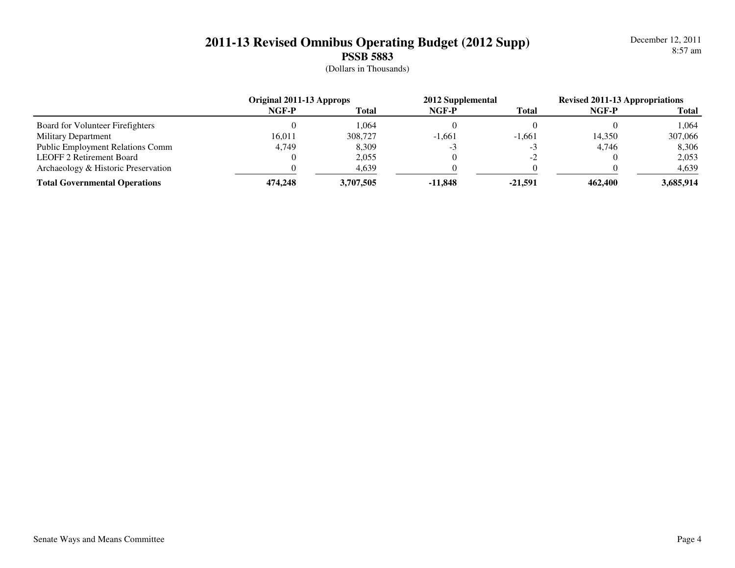# 2011-13 Revised Omnibus Operating Budget (2012 Supp)

## PSSB 5883

(Dollars in Thousands)

| | Original 2011-13 Approps | | 2012 Supplemental | | Revised 2011-13 Appropriations | |
|---|---|---|---|---|---|---|
| | NGF-P | Total | NGF-P | Total | NGF-P | Total |
| Board for Volunteer Firefighters | 0 | 1,064 | 0 | 0 | 0 | 1,064 |
| Military Department | 16,011 | 308,727 | -1,661 | -1,661 | 14,350 | 307,066 |
| Public Employment Relations Comm | 4,749 | 8,309 | -3 | -3 | 4,746 | 8,306 |
| LEOFF 2 Retirement Board | 0 | 2,055 | 0 | -2 | 0 | 2,053 |
| Archaeology & Historic Preservation | 0 | 4,639 | 0 | 0 | 0 | 4,639 |
| **Total Governmental Operations** | **474,248** | **3,707,505** | **-11,848** | **-21,591** | **462,400** | **3,685,914** |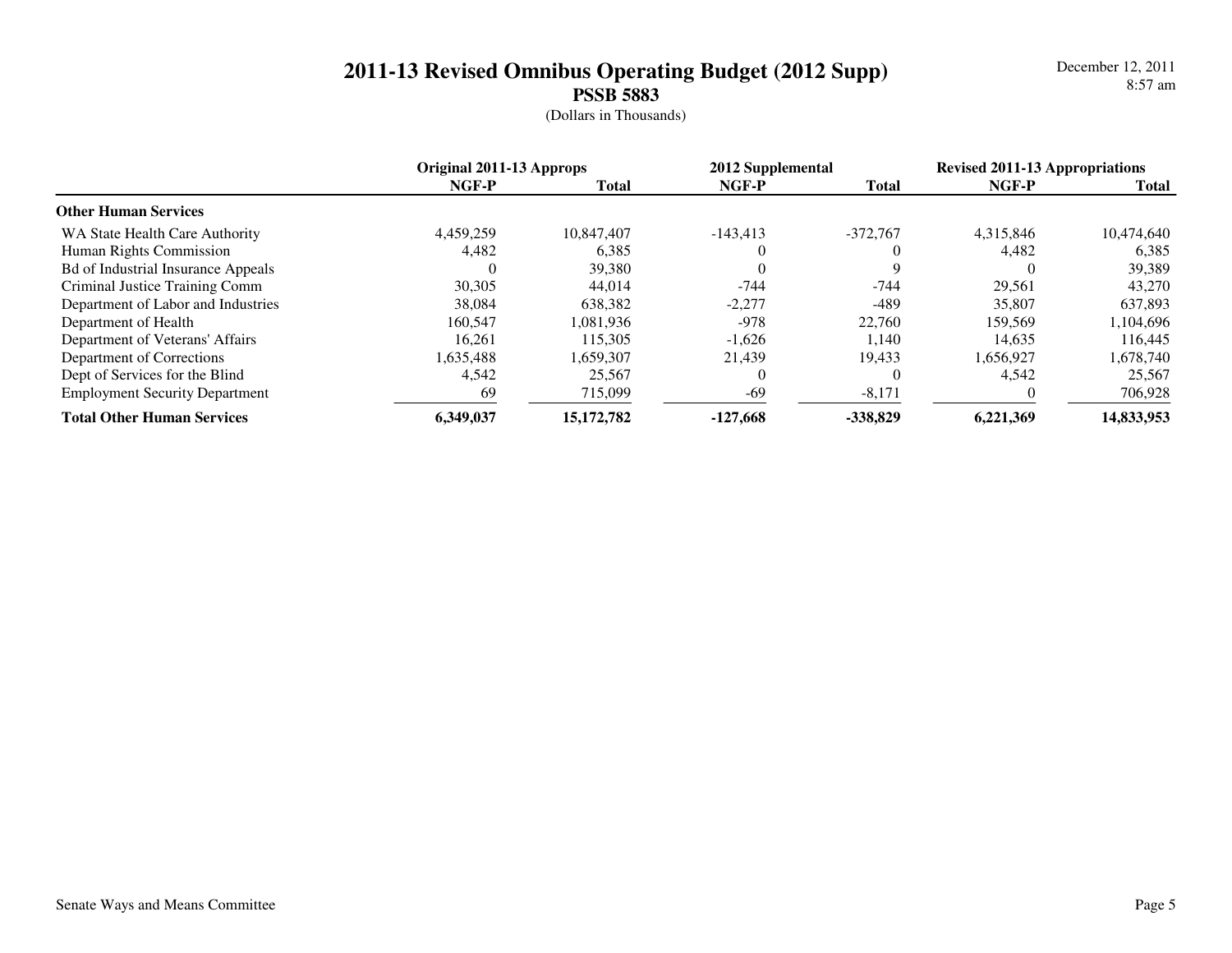# 2011-13 Revised Omnibus Operating Budget (2012 Supp)

## PSSB 5883

(Dollars in Thousands)

December 12, 2011
8:57 am

| | Original 2011-13 Approps | | 2012 Supplemental | | Revised 2011-13 Appropriations | |
|---|---|---|---|---|---|---|
| | NGF-P | Total | NGF-P | Total | NGF-P | Total |
| **Other Human Services** | | | | | | |
| WA State Health Care Authority | 4,459,259 | 10,847,407 | -143,413 | -372,767 | 4,315,846 | 10,474,640 |
| Human Rights Commission | 4,482 | 6,385 | 0 | 0 | 4,482 | 6,385 |
| Bd of Industrial Insurance Appeals | 0 | 39,380 | 0 | 9 | 0 | 39,389 |
| Criminal Justice Training Comm | 30,305 | 44,014 | -744 | -744 | 29,561 | 43,270 |
| Department of Labor and Industries | 38,084 | 638,382 | -2,277 | -489 | 35,807 | 637,893 |
| Department of Health | 160,547 | 1,081,936 | -978 | 22,760 | 159,569 | 1,104,696 |
| Department of Veterans' Affairs | 16,261 | 115,305 | -1,626 | 1,140 | 14,635 | 116,445 |
| Department of Corrections | 1,635,488 | 1,659,307 | 21,439 | 19,433 | 1,656,927 | 1,678,740 |
| Dept of Services for the Blind | 4,542 | 25,567 | 0 | 0 | 4,542 | 25,567 |
| Employment Security Department | 69 | 715,099 | -69 | -8,171 | 0 | 706,928 |
| **Total Other Human Services** | **6,349,037** | **15,172,782** | **-127,668** | **-338,829** | **6,221,369** | **14,833,953** |

Senate Ways and Means Committee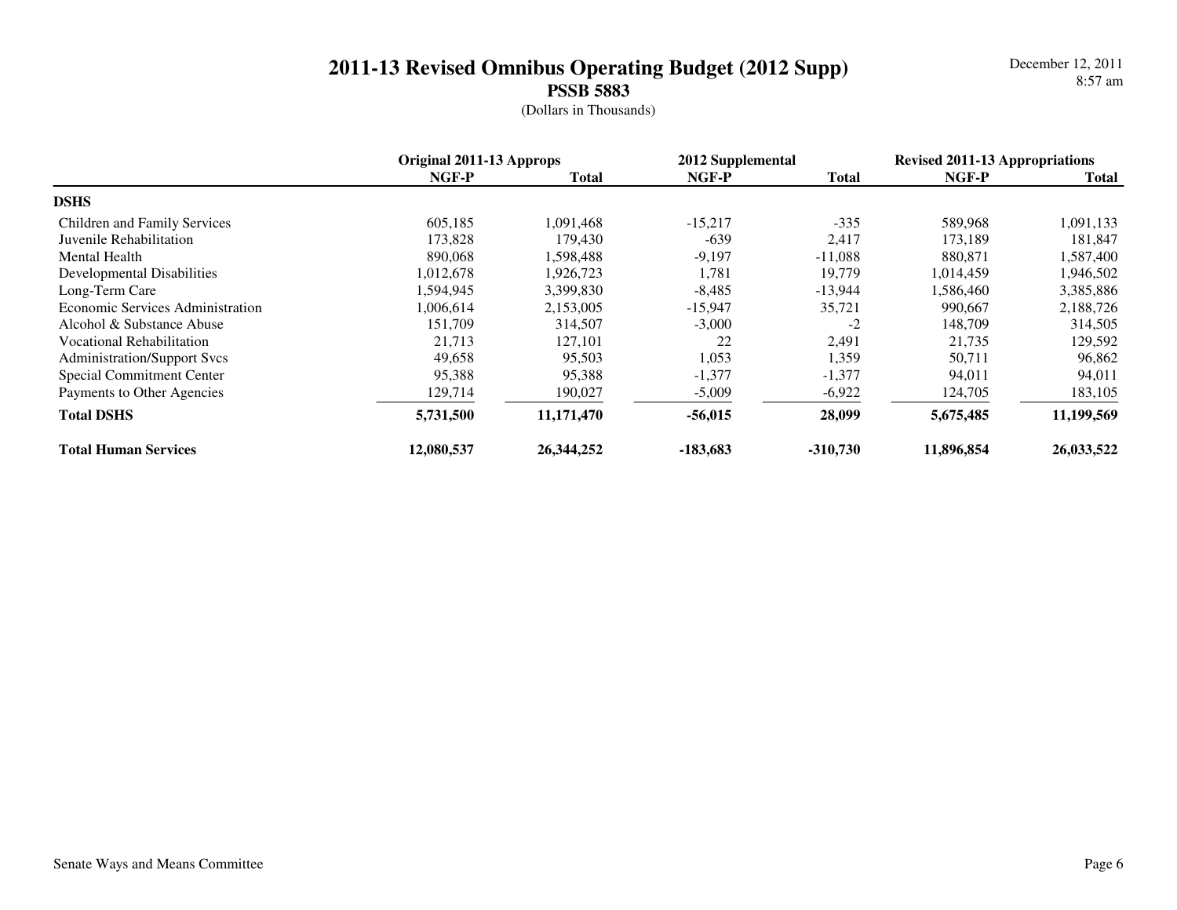# 2011-13 Revised Omnibus Operating Budget (2012 Supp)

## PSSB 5883

(Dollars in Thousands)

| | Original 2011-13 Approps | | 2012 Supplemental | | Revised 2011-13 Appropriations | |
|---|---|---|---|---|---|---|
| | NGF-P | Total | NGF-P | Total | NGF-P | Total |
| **DSHS** | | | | | | |
| Children and Family Services | 605,185 | 1,091,468 | -15,217 | -335 | 589,968 | 1,091,133 |
| Juvenile Rehabilitation | 173,828 | 179,430 | -639 | 2,417 | 173,189 | 181,847 |
| Mental Health | 890,068 | 1,598,488 | -9,197 | -11,088 | 880,871 | 1,587,400 |
| Developmental Disabilities | 1,012,678 | 1,926,723 | 1,781 | 19,779 | 1,014,459 | 1,946,502 |
| Long-Term Care | 1,594,945 | 3,399,830 | -8,485 | -13,944 | 1,586,460 | 3,385,886 |
| Economic Services Administration | 1,006,614 | 2,153,005 | -15,947 | 35,721 | 990,667 | 2,188,726 |
| Alcohol & Substance Abuse | 151,709 | 314,507 | -3,000 | -2 | 148,709 | 314,505 |
| Vocational Rehabilitation | 21,713 | 127,101 | 22 | 2,491 | 21,735 | 129,592 |
| Administration/Support Svcs | 49,658 | 95,503 | 1,053 | 1,359 | 50,711 | 96,862 |
| Special Commitment Center | 95,388 | 95,388 | -1,377 | -1,377 | 94,011 | 94,011 |
| Payments to Other Agencies | 129,714 | 190,027 | -5,009 | -6,922 | 124,705 | 183,105 |
| **Total DSHS** | **5,731,500** | **11,171,470** | **-56,015** | **28,099** | **5,675,485** | **11,199,569** |
| **Total Human Services** | **12,080,537** | **26,344,252** | **-183,683** | **-310,730** | **11,896,854** | **26,033,522** |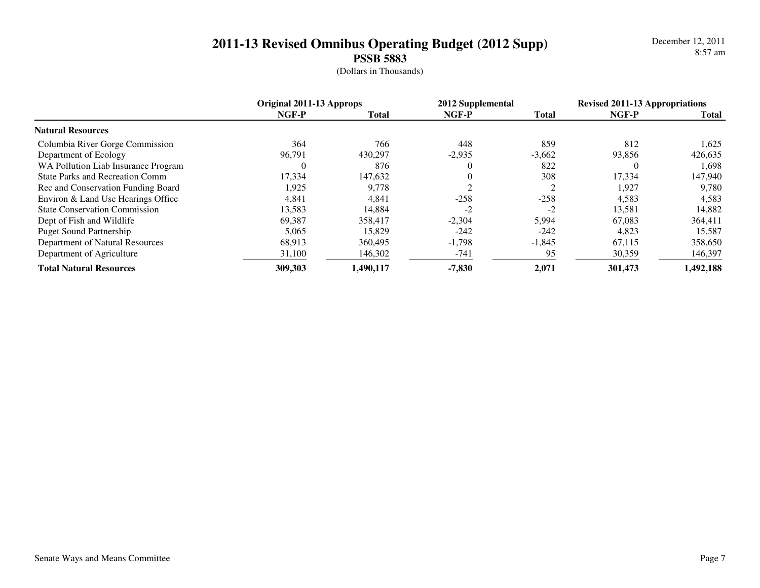# 2011-13 Revised Omnibus Operating Budget (2012 Supp)

## PSSB 5883

(Dollars in Thousands)

December 12, 2011
8:57 am

| | Original 2011-13 Approps | | 2012 Supplemental | | Revised 2011-13 Appropriations | |
|---|---|---|---|---|---|---|
| | NGF-P | Total | NGF-P | Total | NGF-P | Total |
| **Natural Resources** | | | | | | |
| Columbia River Gorge Commission | 364 | 766 | 448 | 859 | 812 | 1,625 |
| Department of Ecology | 96,791 | 430,297 | -2,935 | -3,662 | 93,856 | 426,635 |
| WA Pollution Liab Insurance Program | 0 | 876 | 0 | 822 | 0 | 1,698 |
| State Parks and Recreation Comm | 17,334 | 147,632 | 0 | 308 | 17,334 | 147,940 |
| Rec and Conservation Funding Board | 1,925 | 9,778 | 2 | 2 | 1,927 | 9,780 |
| Environ & Land Use Hearings Office | 4,841 | 4,841 | -258 | -258 | 4,583 | 4,583 |
| State Conservation Commission | 13,583 | 14,884 | -2 | -2 | 13,581 | 14,882 |
| Dept of Fish and Wildlife | 69,387 | 358,417 | -2,304 | 5,994 | 67,083 | 364,411 |
| Puget Sound Partnership | 5,065 | 15,829 | -242 | -242 | 4,823 | 15,587 |
| Department of Natural Resources | 68,913 | 360,495 | -1,798 | -1,845 | 67,115 | 358,650 |
| Department of Agriculture | 31,100 | 146,302 | -741 | 95 | 30,359 | 146,397 |
| **Total Natural Resources** | **309,303** | **1,490,117** | **-7,830** | **2,071** | **301,473** | **1,492,188** |

Senate Ways and Means Committee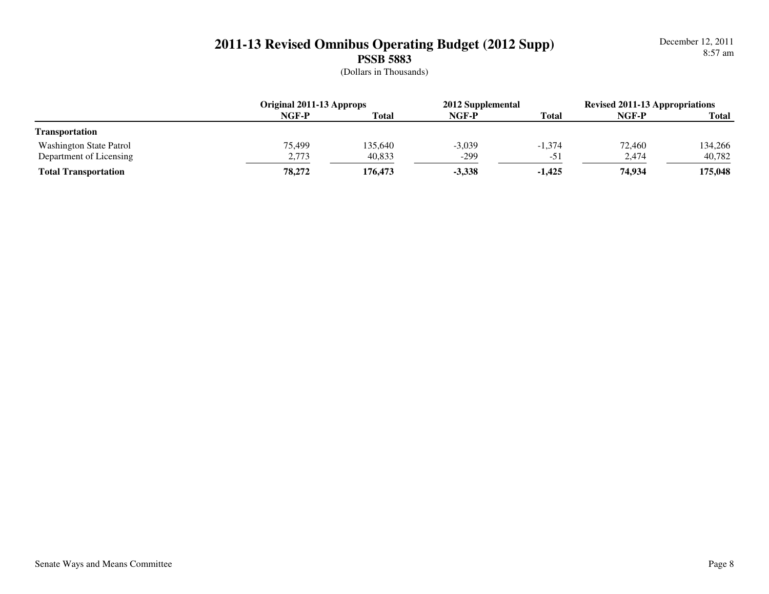# 2011-13 Revised Omnibus Operating Budget (2012 Supp)

## PSSB 5883

(Dollars in Thousands)

| | Original 2011-13 Approps | | 2012 Supplemental | | Revised 2011-13 Appropriations | |
|---|---|---|---|---|---|---|
| | NGF-P | Total | NGF-P | Total | NGF-P | Total |
| **Transportation** | | | | | | |
| Washington State Patrol | 75,499 | 135,640 | -3,039 | -1,374 | 72,460 | 134,266 |
| Department of Licensing | 2,773 | 40,833 | -299 | -51 | 2,474 | 40,782 |
| **Total Transportation** | **78,272** | **176,473** | **-3,338** | **-1,425** | **74,934** | **175,048** |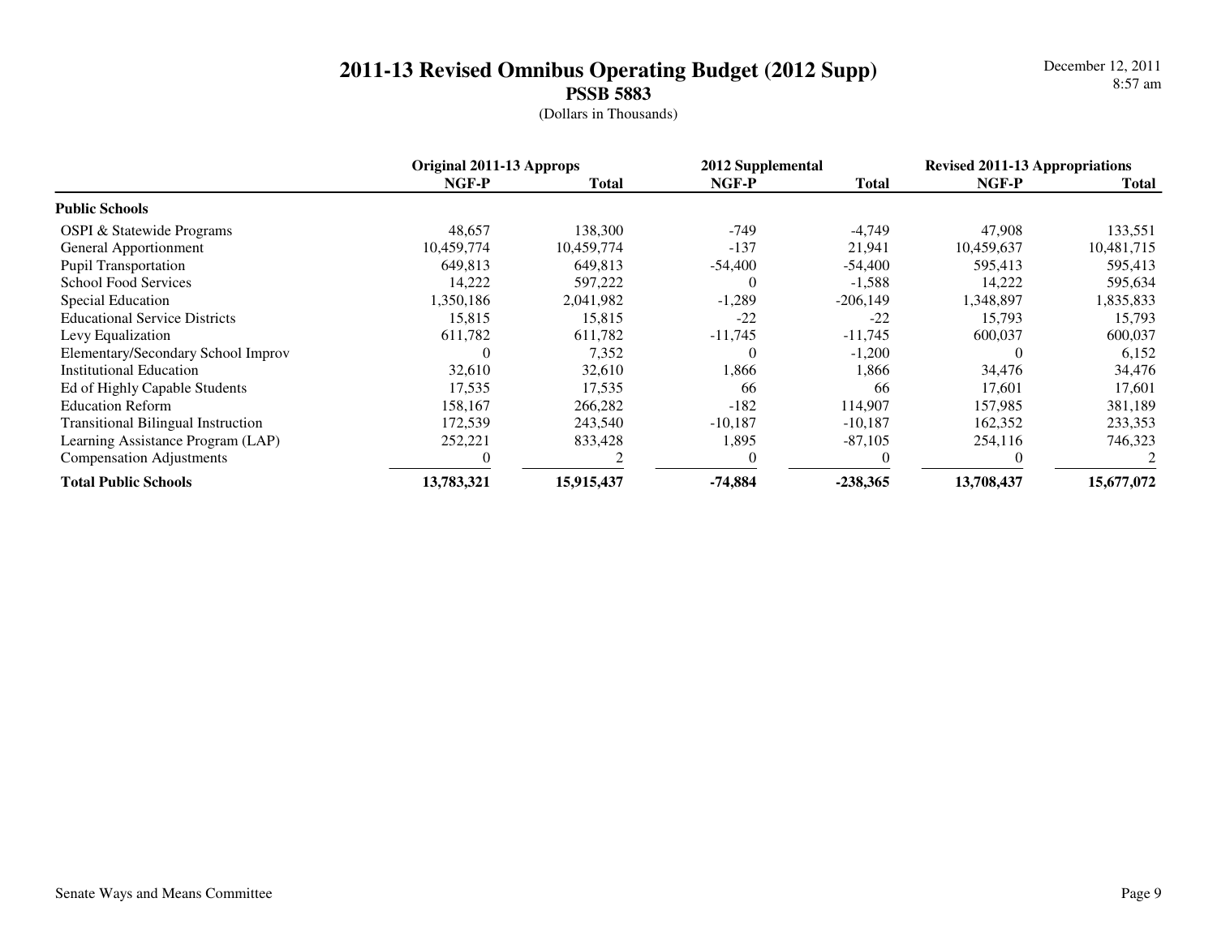# 2011-13 Revised Omnibus Operating Budget (2012 Supp)

## PSSB 5883

(Dollars in Thousands)

| | Original 2011-13 Approps | | 2012 Supplemental | | Revised 2011-13 Appropriations | |
|---|---|---|---|---|---|---|
| | NGF-P | Total | NGF-P | Total | NGF-P | Total |
| **Public Schools** | | | | | | |
| OSPI & Statewide Programs | 48,657 | 138,300 | -749 | -4,749 | 47,908 | 133,551 |
| General Apportionment | 10,459,774 | 10,459,774 | -137 | 21,941 | 10,459,637 | 10,481,715 |
| Pupil Transportation | 649,813 | 649,813 | -54,400 | -54,400 | 595,413 | 595,413 |
| School Food Services | 14,222 | 597,222 | 0 | -1,588 | 14,222 | 595,634 |
| Special Education | 1,350,186 | 2,041,982 | -1,289 | -206,149 | 1,348,897 | 1,835,833 |
| Educational Service Districts | 15,815 | 15,815 | -22 | -22 | 15,793 | 15,793 |
| Levy Equalization | 611,782 | 611,782 | -11,745 | -11,745 | 600,037 | 600,037 |
| Elementary/Secondary School Improv | 0 | 7,352 | 0 | -1,200 | 0 | 6,152 |
| Institutional Education | 32,610 | 32,610 | 1,866 | 1,866 | 34,476 | 34,476 |
| Ed of Highly Capable Students | 17,535 | 17,535 | 66 | 66 | 17,601 | 17,601 |
| Education Reform | 158,167 | 266,282 | -182 | 114,907 | 157,985 | 381,189 |
| Transitional Bilingual Instruction | 172,539 | 243,540 | -10,187 | -10,187 | 162,352 | 233,353 |
| Learning Assistance Program (LAP) | 252,221 | 833,428 | 1,895 | -87,105 | 254,116 | 746,323 |
| Compensation Adjustments | 0 | 2 | 0 | 0 | 0 | 2 |
| **Total Public Schools** | **13,783,321** | **15,915,437** | **-74,884** | **-238,365** | **13,708,437** | **15,677,072** |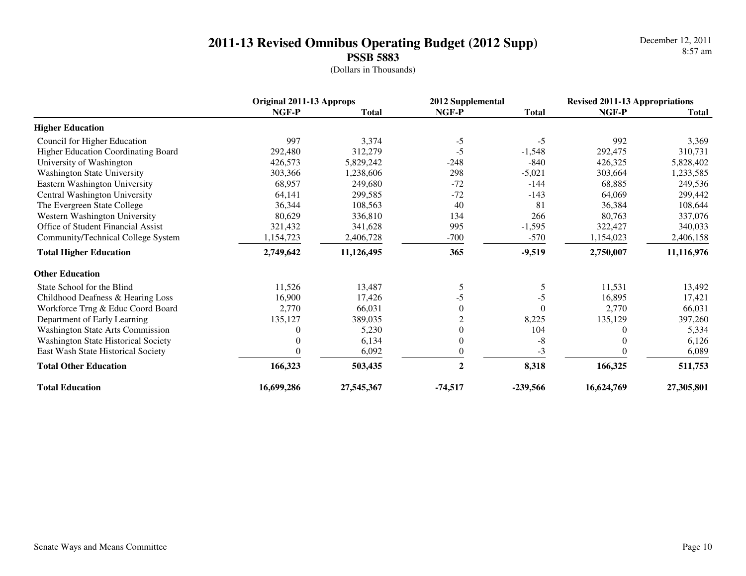# 2011-13 Revised Omnibus Operating Budget (2012 Supp)

## PSSB 5883

(Dollars in Thousands)

December 12, 2011
8:57 am

| | Original 2011-13 Approps | | 2012 Supplemental | | Revised 2011-13 Appropriations | |
|---|---|---|---|---|---|---|
| | NGF-P | Total | NGF-P | Total | NGF-P | Total |
| **Higher Education** | | | | | | |
| Council for Higher Education | 997 | 3,374 | -5 | -5 | 992 | 3,369 |
| Higher Education Coordinating Board | 292,480 | 312,279 | -5 | -1,548 | 292,475 | 310,731 |
| University of Washington | 426,573 | 5,829,242 | -248 | -840 | 426,325 | 5,828,402 |
| Washington State University | 303,366 | 1,238,606 | 298 | -5,021 | 303,664 | 1,233,585 |
| Eastern Washington University | 68,957 | 249,680 | -72 | -144 | 68,885 | 249,536 |
| Central Washington University | 64,141 | 299,585 | -72 | -143 | 64,069 | 299,442 |
| The Evergreen State College | 36,344 | 108,563 | 40 | 81 | 36,384 | 108,644 |
| Western Washington University | 80,629 | 336,810 | 134 | 266 | 80,763 | 337,076 |
| Office of Student Financial Assist | 321,432 | 341,628 | 995 | -1,595 | 322,427 | 340,033 |
| Community/Technical College System | 1,154,723 | 2,406,728 | -700 | -570 | 1,154,023 | 2,406,158 |
| **Total Higher Education** | **2,749,642** | **11,126,495** | **365** | **-9,519** | **2,750,007** | **11,116,976** |
| **Other Education** | | | | | | |
| State School for the Blind | 11,526 | 13,487 | 5 | 5 | 11,531 | 13,492 |
| Childhood Deafness & Hearing Loss | 16,900 | 17,426 | -5 | -5 | 16,895 | 17,421 |
| Workforce Trng & Educ Coord Board | 2,770 | 66,031 | 0 | 0 | 2,770 | 66,031 |
| Department of Early Learning | 135,127 | 389,035 | 2 | 8,225 | 135,129 | 397,260 |
| Washington State Arts Commission | 0 | 5,230 | 0 | 104 | 0 | 5,334 |
| Washington State Historical Society | 0 | 6,134 | 0 | -8 | 0 | 6,126 |
| East Wash State Historical Society | 0 | 6,092 | 0 | -3 | 0 | 6,089 |
| **Total Other Education** | **166,323** | **503,435** | **2** | **8,318** | **166,325** | **511,753** |
| **Total Education** | **16,699,286** | **27,545,367** | **-74,517** | **-239,566** | **16,624,769** | **27,305,801** |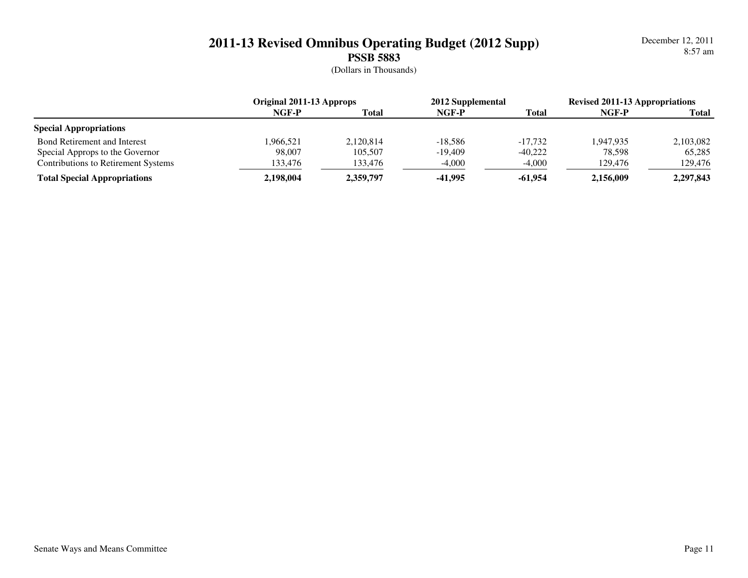# 2011-13 Revised Omnibus Operating Budget (2012 Supp)

## PSSB 5883

(Dollars in Thousands)

December 12, 2011
8:57 am

| | Original 2011-13 Approps | | 2012 Supplemental | | Revised 2011-13 Appropriations | |
|---|---|---|---|---|---|---|
| | NGF-P | Total | NGF-P | Total | NGF-P | Total |
| **Special Appropriations** | | | | | | |
| Bond Retirement and Interest | 1,966,521 | 2,120,814 | -18,586 | -17,732 | 1,947,935 | 2,103,082 |
| Special Approps to the Governor | 98,007 | 105,507 | -19,409 | -40,222 | 78,598 | 65,285 |
| Contributions to Retirement Systems | 133,476 | 133,476 | -4,000 | -4,000 | 129,476 | 129,476 |
| **Total Special Appropriations** | **2,198,004** | **2,359,797** | **-41,995** | **-61,954** | **2,156,009** | **2,297,843** |

Senate Ways and Means Committee